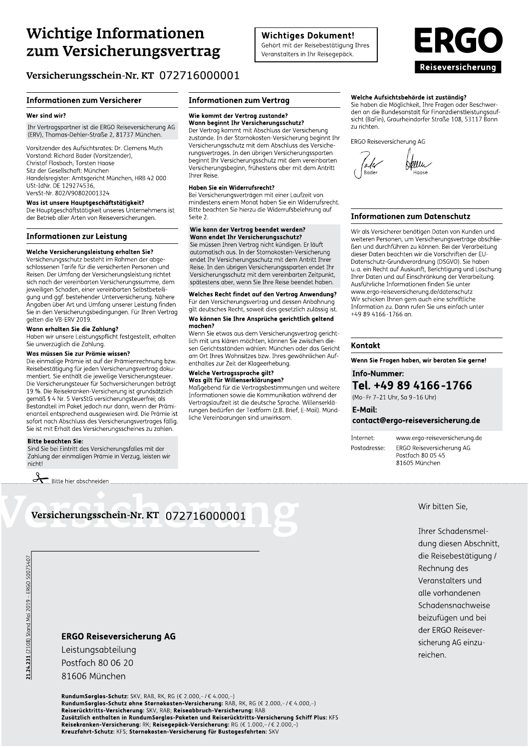# Wichtige Informationen zum Versicherungsvertrag

**Wichtiges Dokument!**
Gehört mit der Reisebestätigung Ihres Veranstalters in Ihr Reisegepäck.

**ERGO**
Reiseversicherung

## Versicherungsschein-Nr. KT 072716000001

## Informationen zum Versicherer

### Wer sind wir?

Ihr Vertragspartner ist die ERGO Reiseversicherung AG (ERV), Thomas-Dehler-Straße 2, 81737 München.

Vorsitzender des Aufsichtsrates: Dr. Clemens Muth
Vorstand: Richard Bader (Vorsitzender), Christof Flosbach, Torsten Haase
Sitz der Gesellschaft: München
Handelsregister: Amtsgericht München, HRB 42 000
USt-IdNr. DE 129274536,
VersSt-Nr. 802/V90802001324

### Was ist unsere Hauptgeschäftstätigkeit?

Die Hauptgeschäftstätigkeit unseres Unternehmens ist der Betrieb aller Arten von Reiseversicherungen.

## Informationen zur Leistung

### Welche Versicherungsleistung erhalten Sie?

Versicherungsschutz besteht im Rahmen der abgeschlossenen Tarife für die versicherten Personen und Reisen. Der Umfang der Versicherungsleistung richtet sich nach der vereinbarten Versicherungssumme, dem jeweiligen Schaden, einer vereinbarten Selbstbeteiligung und ggf. bestehender Unterversicherung. Nähere Angaben über Art und Umfang unserer Leistung finden Sie in den Versicherungsbedingungen. Für Ihren Vertrag gelten die VB-ERV 2019.

### Wann erhalten Sie die Zahlung?

Haben wir unsere Leistungspflicht festgestellt, erhalten Sie unverzüglich die Zahlung.

### Was müssen Sie zur Prämie wissen?

Die einmalige Prämie ist auf der Prämienrechnung bzw. Reisebestätigung für jeden Versicherungsvertrag dokumentiert. Sie enthält die jeweilige Versicherungsteuer. Die Versicherungsteuer für Sachversicherungen beträgt 19 %. Die Reisekranken-Versicherung ist grundsätzlich gemäß § 4 Nr. 5 VersStG versicherungsteuerfrei; als Bestandteil im Paket jedoch nur dann, wenn der Prämienanteil entsprechend ausgewiesen wird. Die Prämie ist sofort nach Abschluss des Versicherungsvertrages fällig. Sie ist mit Erhalt des Versicherungsscheines zu zahlen.

**Bitte beachten Sie:**
Sind Sie bei Eintritt des Versicherungsfalles mit der Zahlung der einmaligen Prämie in Verzug, leisten wir nicht!

## Informationen zum Vertrag

### Wie kommt der Vertrag zustande? Wann beginnt Ihr Versicherungsschutz?

Der Vertrag kommt mit Abschluss der Versicherung zustande. In der Stornokosten-Versicherung beginnt Ihr Versicherungsschutz mit dem Abschluss des Versicherungsvertrages. In den übrigen Versicherungssparten beginnt Ihr Versicherungsschutz mit dem vereinbarten Versicherungsbeginn, frühestens aber mit dem Antritt Ihrer Reise.

### Haben Sie ein Widerrufsrecht?

Bei Versicherungsverträgen mit einer Laufzeit von mindestens einem Monat haben Sie ein Widerrufsrecht. Bitte beachten Sie hierzu die Widerrufsbelehrung auf Seite 2.

### Wie kann der Vertrag beendet werden? Wann endet Ihr Versicherungsschutz?

Sie müssen Ihren Vertrag nicht kündigen. Er läuft automatisch aus. In der Stornokosten-Versicherung endet Ihr Versicherungsschutz mit dem Antritt Ihrer Reise. In den übrigen Versicherungssparten endet Ihr Versicherungsschutz mit dem vereinbarten Zeitpunkt, spätestens aber, wenn Sie Ihre Reise beendet haben.

### Welches Recht findet auf den Vertrag Anwendung?

Für den Versicherungsvertrag und dessen Anbahnung gilt deutsches Recht, soweit dies gesetzlich zulässig ist.

### Wo können Sie Ihre Ansprüche gerichtlich geltend machen?

Wenn Sie etwas aus dem Versicherungsvertrag gerichtlich mit uns klären möchten, können Sie zwischen diesen Gerichtsständen wählen: München oder das Gericht am Ort Ihres Wohnsitzes bzw. Ihres gewöhnlichen Aufenthaltes zur Zeit der Klageerhebung.

### Welche Vertragssprache gilt? Was gilt für Willenserklärungen?

Maßgebend für die Vertragsbestimmungen und weitere Informationen sowie die Kommunikation während der Vertragslaufzeit ist die deutsche Sprache. Willenserklärungen bedürfen der Textform (z.B. Brief, E-Mail). Mündliche Vereinbarungen sind unwirksam.

### Welche Aufsichtsbehörde ist zuständig?

Sie haben die Möglichkeit, Ihre Fragen oder Beschwerden an die Bundesanstalt für Finanzdienstleistungsaufsicht (BaFin), Graurheindorfer Straße 108, 53117 Bonn zu richten.

ERGO Reiseversicherung AG

Bader Haase

## Informationen zum Datenschutz

Wir als Versicherer benötigen Daten von Kunden und weiteren Personen, um Versicherungsverträge abschließen und durchführen zu können. Bei der Verarbeitung dieser Daten beachten wir die Vorschriften der EU-Datenschutz-Grundverordnung (DSGVO). Sie haben u. a. ein Recht auf Auskunft, Berichtigung und Löschung Ihrer Daten und auf Einschränkung der Verarbeitung. Ausführliche Informationen finden Sie unter www.ergo-reiseversicherung.de/datenschutz
Wir schicken Ihnen gern auch eine schriftliche Information zu. Dann rufen Sie uns einfach unter +49 89 4166-1766 an.

## Kontakt

**Wenn Sie Fragen haben, wir beraten Sie gerne!**

**Info-Nummer:**
**Tel. +49 89 4166-1766**
(Mo-Fr 7–21 Uhr, Sa 9–16 Uhr)

**E-Mail:**
**contact@ergo-reiseversicherung.de**

Internet: www.ergo-reiseversicherung.de
Postadresse: ERGO Reiseversicherung AG, Postfach 80 05 45, 81605 München

Bitte hier abschneiden

---

Versicherung

## Versicherungsschein-Nr. KT 072716000001

**ERGO Reiseversicherung AG**
Leistungsabteilung
Postfach 80 06 20
81606 München

Wir bitten Sie, Ihrer Schadensmeldung diesen Abschnitt, die Reisebestätigung / Rechnung des Veranstalters und alle vorhandenen Schadensnachweise beizufügen und bei der ERGO Reiseversicherung AG einzureichen.

21.24.231 (2108) Stand Mai 2019 – ERGO 50075407

**RundumSorglos-Schutz:** SKV, RAB, RK, RG (€ 2.000,– / € 4.000,–)
**RundumSorglos-Schutz ohne Stornokosten-Versicherung:** RAB, RK, RG (€ 2.000,– / € 4.000,–)
**Reiserücktritts-Versicherung:** SKV, RAB; **Reiseabbruch-Versicherung:** RAB
**Zusätzlich enthalten in RundumSorglos-Paketen und Reiserücktritts-Versicherung Schiff Plus:** KFS
**Reisekranken-Versicherung:** RK; **Reisegepäck-Versicherung:** RG (€ 1.000,– / € 2.000,–)
**Kreuzfahrt-Schutz:** KFS; **Stornokosten-Versicherung für Bustagesfahrten:** SKV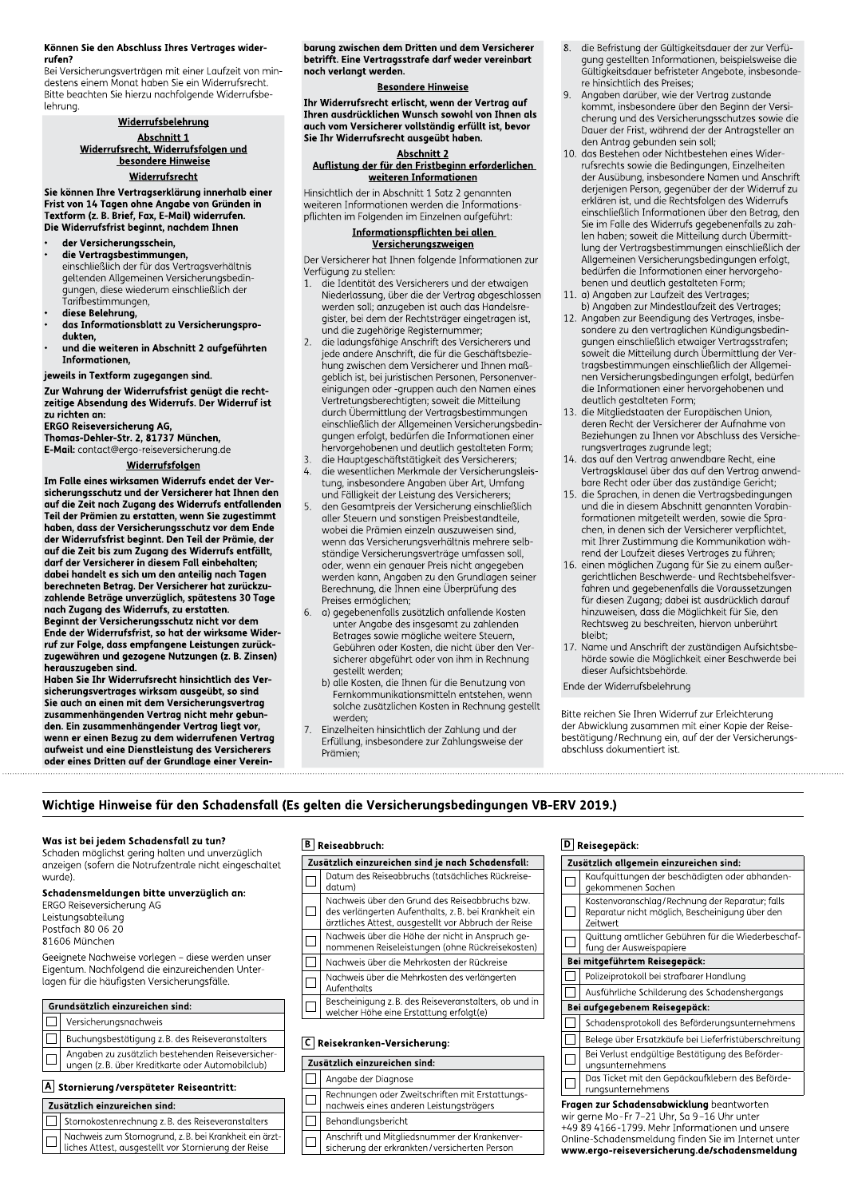**Können Sie den Abschluss Ihres Vertrages widerrufen?**

Bei Versicherungsverträgen mit einer Laufzeit von mindestens einem Monat haben Sie ein Widerrufsrecht. Bitte beachten Sie hierzu nachfolgende Widerrufsbelehrung.

## Widerrufsbelehrung

### Abschnitt 1
### Widerrufsrecht, Widerrufsfolgen und besondere Hinweise

#### Widerrufsrecht

**Sie können Ihre Vertragserklärung innerhalb einer Frist von 14 Tagen ohne Angabe von Gründen in Textform (z. B. Brief, Fax, E-Mail) widerrufen. Die Widerrufsfrist beginnt, nachdem Ihnen**

- **der Versicherungsschein,**
- **die Vertragsbestimmungen,** einschließlich der für das Vertragsverhältnis geltenden Allgemeinen Versicherungsbedingungen, diese wiederum einschließlich der Tarifbestimmungen,
- **diese Belehrung,**
- **das Informationsblatt zu Versicherungsprodukten,**
- **und die weiteren in Abschnitt 2 aufgeführten Informationen,**

**jeweils in Textform zugegangen sind.**

**Zur Wahrung der Widerrufsfrist genügt die rechtzeitige Absendung des Widerrufs. Der Widerruf ist zu richten an:**
**ERGO Reiseversicherung AG,**
**Thomas-Dehler-Str. 2, 81737 München,**
**E-Mail:** contact@ergo-reiseversicherung.de

#### Widerrufsfolgen

**Im Falle eines wirksamen Widerrufs endet der Versicherungsschutz und der Versicherer hat Ihnen den auf die Zeit nach Zugang des Widerrufs entfallenden Teil der Prämien zu erstatten, wenn Sie zugestimmt haben, dass der Versicherungsschutz vor dem Ende der Widerrufsfrist beginnt. Den Teil der Prämie, der auf die Zeit bis zum Zugang des Widerrufs entfällt, darf der Versicherer in diesem Fall einbehalten; dabei handelt es sich um den anteilig nach Tagen berechneten Betrag. Der Versicherer hat zurückzuzahlende Beträge unverzüglich, spätestens 30 Tage nach Zugang des Widerrufs, zu erstatten.**
**Beginnt der Versicherungsschutz nicht vor dem Ende der Widerrufsfrist, so hat der wirksame Widerruf zur Folge, dass empfangene Leistungen zurückzugewähren und gezogene Nutzungen (z. B. Zinsen) herauszugeben sind.**
**Haben Sie Ihr Widerrufsrecht hinsichtlich des Versicherungsvertrages wirksam ausgeübt, so sind Sie auch an einen mit dem Versicherungsvertrag zusammenhängenden Vertrag nicht mehr gebunden. Ein zusammenhängender Vertrag liegt vor, wenn er einen Bezug zu dem widerrufenen Vertrag aufweist und eine Dienstleistung des Versicherers oder eines Dritten auf der Grundlage einer Vereinbarung zwischen dem Dritten und dem Versicherer betrifft. Eine Vertragsstrafe darf weder vereinbart noch verlangt werden.**

#### Besondere Hinweise

**Ihr Widerrufsrecht erlischt, wenn der Vertrag auf Ihren ausdrücklichen Wunsch sowohl von Ihnen als auch vom Versicherer vollständig erfüllt ist, bevor Sie Ihr Widerrufsrecht ausgeübt haben.**

### Abschnitt 2
### Auflistung der für den Fristbeginn erforderlichen weiteren Informationen

Hinsichtlich der in Abschnitt 1 Satz 2 genannten weiteren Informationen werden die Informationspflichten im Folgenden im Einzelnen aufgeführt:

#### Informationspflichten bei allen Versicherungszweigen

Der Versicherer hat Ihnen folgende Informationen zur Verfügung zu stellen:

1. die Identität des Versicherers und der etwaigen Niederlassung, über die der Vertrag abgeschlossen werden soll; anzugeben ist auch das Handelsregister, bei dem der Rechtsträger eingetragen ist, und die zugehörige Registernummer;
2. die ladungsfähige Anschrift des Versicherers und jede andere Anschrift, die für die Geschäftsbeziehung zwischen dem Versicherer und Ihnen maßgeblich ist, bei juristischen Personen, Personenvereinigungen oder -gruppen auch den Namen eines Vertretungsberechtigten; soweit die Mitteilung durch Übermittlung der Vertragsbestimmungen einschließlich der Allgemeinen Versicherungsbedingungen erfolgt, bedürfen die Informationen einer hervorgehobenen und deutlich gestalteten Form;
3. die Hauptgeschäftstätigkeit des Versicherers;
4. die wesentlichen Merkmale der Versicherungsleistung, insbesondere Angaben über Art, Umfang und Fälligkeit der Leistung des Versicherers;
5. den Gesamtpreis der Versicherung einschließlich aller Steuern und sonstigen Preisbestandteile, wobei die Prämien einzeln auszuweisen sind, wenn das Versicherungsverhältnis mehrere selbständige Versicherungsverträge umfassen soll, oder, wenn ein genauer Preis nicht angegeben werden kann, Angaben zu den Grundlagen seiner Berechnung, die Ihnen eine Überprüfung des Preises ermöglichen;
6. a) gegebenenfalls zusätzlich anfallende Kosten unter Angabe des insgesamt zu zahlenden Betrages sowie mögliche weitere Steuern, Gebühren oder Kosten, die nicht über den Versicherer abgeführt oder von ihm in Rechnung gestellt werden;
   b) alle Kosten, die Ihnen für die Benutzung von Fernkommunikationsmitteln entstehen, wenn solche zusätzlichen Kosten in Rechnung gestellt werden;
7. Einzelheiten hinsichtlich der Zahlung und der Erfüllung, insbesondere zur Zahlungsweise der Prämien;
8. die Befristung der Gültigkeitsdauer der zur Verfügung gestellten Informationen, beispielsweise die Gültigkeitsdauer befristeter Angebote, insbesondere hinsichtlich des Preises;
9. Angaben darüber, wie der Vertrag zustande kommt, insbesondere über den Beginn der Versicherung und des Versicherungsschutzes sowie die Dauer der Frist, während der der Antragsteller an den Antrag gebunden sein soll;
10. das Bestehen oder Nichtbestehen eines Widerrufsrechts sowie die Bedingungen, Einzelheiten der Ausübung, insbesondere Namen und Anschrift derjenigen Person, gegenüber der der Widerruf zu erklären ist, und die Rechtsfolgen des Widerrufs einschließlich Informationen über den Betrag, den Sie im Falle des Widerrufs gegebenenfalls zu zahlen haben; soweit die Mitteilung durch Übermittlung der Vertragsbestimmungen einschließlich der Allgemeinen Versicherungsbedingungen erfolgt, bedürfen die Informationen einer hervorgehobenen und deutlich gestalteten Form;
11. a) Angaben zur Laufzeit des Vertrages;
    b) Angaben zur Mindestlaufzeit des Vertrages;
12. Angaben zur Beendigung des Vertrages, insbesondere zu den vertraglichen Kündigungsbedingungen einschließlich etwaiger Vertragsstrafen; soweit die Mitteilung durch Übermittlung der Vertragsbestimmungen einschließlich der Allgemeinen Versicherungsbedingungen erfolgt, bedürfen die Informationen einer hervorgehobenen und deutlich gestalteten Form;
13. die Mitgliedstaaten der Europäischen Union, deren Recht der Versicherer der Aufnahme von Beziehungen zu Ihnen vor Abschluss des Versicherungsvertrages zugrunde legt;
14. das auf den Vertrag anwendbare Recht, eine Vertragsklausel über das auf den Vertrag anwendbare Recht oder über das zuständige Gericht;
15. die Sprachen, in denen die Vertragsbedingungen und die in diesem Abschnitt genannten Vorabinformationen mitgeteilt werden, sowie die Sprachen, in denen sich der Versicherer verpflichtet, mit Ihrer Zustimmung die Kommunikation während der Laufzeit dieses Vertrages zu führen;
16. einen möglichen Zugang für Sie zu einem außergerichtlichen Beschwerde- und Rechtsbehelfsverfahren und gegebenenfalls die Voraussetzungen für diesen Zugang; dabei ist ausdrücklich darauf hinzuweisen, dass die Möglichkeit für Sie, den Rechtsweg zu beschreiten, hiervon unberührt bleibt;
17. Name und Anschrift der zuständigen Aufsichtsbehörde sowie die Möglichkeit einer Beschwerde bei dieser Aufsichtsbehörde.

Ende der Widerrufsbelehrung

Bitte reichen Sie Ihren Widerruf zur Erleichterung der Abwicklung zusammen mit einer Kopie der Reisebestätigung/Rechnung ein, auf der der Versicherungsabschluss dokumentiert ist.

## Wichtige Hinweise für den Schadensfall (Es gelten die Versicherungsbedingungen VB-ERV 2019.)

**Was ist bei jedem Schadensfall zu tun?**
Schaden möglichst gering halten und unverzüglich anzeigen (sofern die Notrufzentrale nicht eingeschaltet wurde).

**Schadensmeldungen bitte unverzüglich an:**
ERGO Reiseversicherung AG
Leistungsabteilung
Postfach 80 06 20
81606 München

Geeignete Nachweise vorlegen – diese werden unser Eigentum. Nachfolgend die einzureichenden Unterlagen für die häufigsten Versicherungsfälle.

| | Grundsätzlich einzureichen sind: |
|---|---|
| ☐ | Versicherungsnachweis |
| ☐ | Buchungsbestätigung z. B. des Reiseveranstalters |
| ☐ | Angaben zu zusätzlich bestehenden Reiseversicherungen (z. B. über Kreditkarte oder Automobilclub) |

**A Stornierung/verspäteter Reiseantritt:**

| | Zusätzlich einzureichen sind: |
|---|---|
| ☐ | Stornokostenrechnung z. B. des Reiseveranstalters |
| ☐ | Nachweis zum Stornogrund, z. B. bei Krankheit ein ärztliches Attest, ausgestellt vor Stornierung der Reise |

**B Reiseabbruch:**

| | Zusätzlich einzureichen sind je nach Schadensfall: |
|---|---|
| ☐ | Datum des Reiseabbruchs (tatsächliches Rückreisedatum) |
| ☐ | Nachweis über den Grund des Reiseabbruchs bzw. des verlängerten Aufenthalts, z. B. bei Krankheit ein ärztliches Attest, ausgestellt vor Abbruch der Reise |
| ☐ | Nachweis über die Höhe der nicht in Anspruch genommenen Reiseleistungen (ohne Rückreisekosten) |
| ☐ | Nachweis über die Mehrkosten der Rückreise |
| ☐ | Nachweis über die Mehrkosten des verlängerten Aufenthalts |
| ☐ | Bescheinigung z. B. des Reiseveranstalters, ob und in welcher Höhe eine Erstattung erfolgt(e) |

**C Reisekranken-Versicherung:**

| | Zusätzlich einzureichen sind: |
|---|---|
| ☐ | Angabe der Diagnose |
| ☐ | Rechnungen oder Zweitschriften mit Erstattungsnachweis eines anderen Leistungsträgers |
| ☐ | Behandlungsbericht |
| ☐ | Anschrift und Mitgliedsnummer der Krankenversicherung der erkrankten/versicherten Person |

**D Reisegepäck:**

| | Zusätzlich allgemein einzureichen sind: |
|---|---|
| ☐ | Kaufquittungen der beschädigten oder abhanden gekommenen Sachen |
| ☐ | Kostenvoranschlag/Rechnung der Reparatur; falls Reparatur nicht möglich, Bescheinigung über den Zeitwert |
| ☐ | Quittung amtlicher Gebühren für die Wiederbeschaffung der Ausweispapiere |
| | **Bei mitgeführtem Reisegepäck:** |
| ☐ | Polizeiprotokoll bei strafbarer Handlung |
| ☐ | Ausführliche Schilderung des Schadenshergangs |
| | **Bei aufgegebenem Reisegepäck:** |
| ☐ | Schadensprotokoll des Beförderungsunternehmens |
| ☐ | Belege über Ersatzkäufe bei Lieferfristüberschreitung |
| ☐ | Bei Verlust endgültige Bestätigung des Beförderungsunternehmens |
| ☐ | Das Ticket mit den Gepäckaufklebern des Beförderungsunternehmens |

**Fragen zur Schadensabwicklung** beantworten wir gerne Mo-Fr 7–21 Uhr, Sa 9–16 Uhr unter +49 89 4166-1799. Mehr Informationen und unsere Online-Schadensmeldung finden Sie im Internet unter **www.ergo-reiseversicherung.de/schadensmeldung**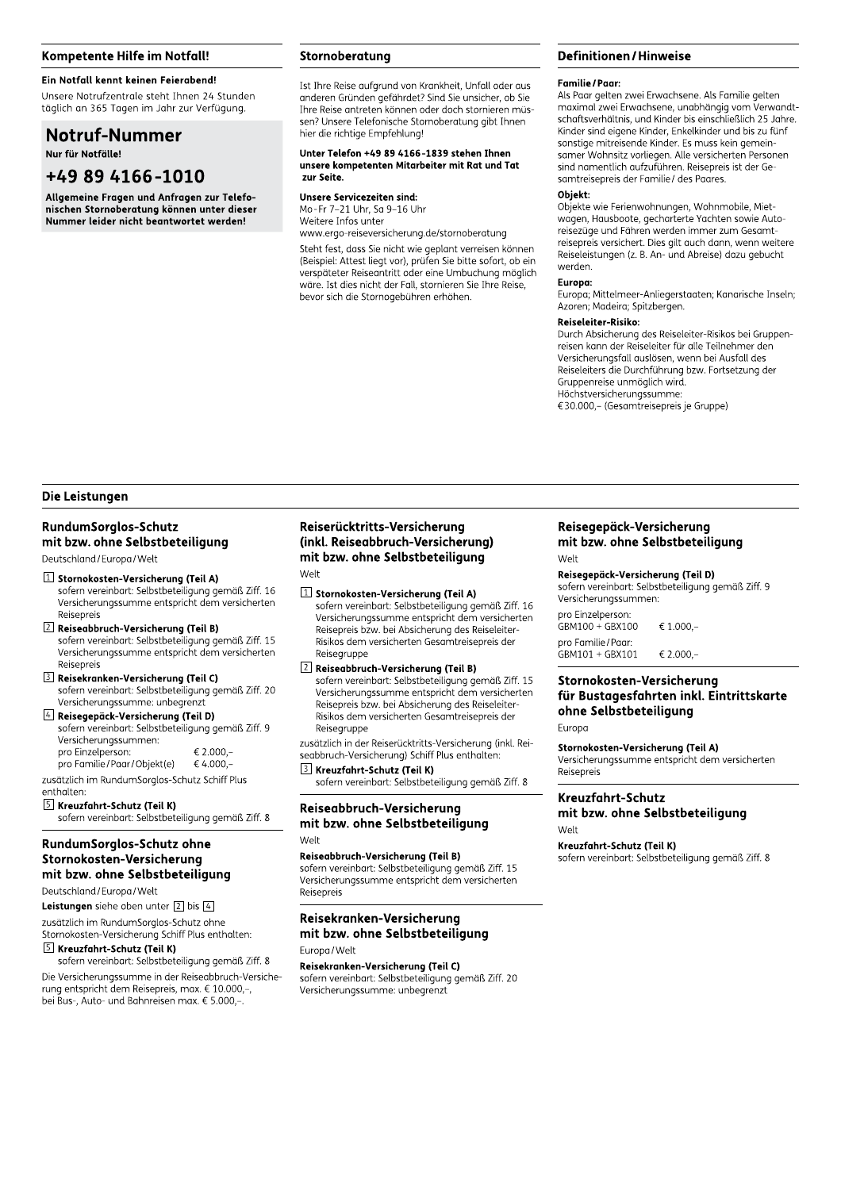## Kompetente Hilfe im Notfall!

**Ein Notfall kennt keinen Feierabend!**

Unsere Notrufzentrale steht Ihnen 24 Stunden täglich an 365 Tagen im Jahr zur Verfügung.

## Notruf-Nummer

**Nur für Notfälle!**

## +49 89 4166-1010

**Allgemeine Fragen und Anfragen zur Telefonischen Stornoberatung können unter dieser Nummer leider nicht beantwortet werden!**

## Stornoberatung

Ist Ihre Reise aufgrund von Krankheit, Unfall oder aus anderen Gründen gefährdet? Sind Sie unsicher, ob Sie Ihre Reise antreten können oder doch stornieren müssen? Unsere Telefonische Stornoberatung gibt Ihnen hier die richtige Empfehlung!

**Unter Telefon +49 89 4166-1839 stehen Ihnen unsere kompetenten Mitarbeiter mit Rat und Tat zur Seite.**

**Unsere Servicezeiten sind:**
Mo-Fr 7–21 Uhr, Sa 9–16 Uhr
Weitere Infos unter
www.ergo-reiseversicherung.de/stornoberatung

Steht fest, dass Sie nicht wie geplant verreisen können (Beispiel: Attest liegt vor), prüfen Sie bitte sofort, ob ein verspäteter Reiseantritt oder eine Umbuchung möglich wäre. Ist dies nicht der Fall, stornieren Sie Ihre Reise, bevor sich die Stornogebühren erhöhen.

## Definitionen / Hinweise

**Familie / Paar:**
Als Paar gelten zwei Erwachsene. Als Familie gelten maximal zwei Erwachsene, unabhängig vom Verwandtschaftsverhältnis, und Kinder bis einschließlich 25 Jahre. Kinder sind eigene Kinder, Enkelkinder und bis zu fünf sonstige mitreisende Kinder. Es muss kein gemeinsamer Wohnsitz vorliegen. Alle versicherten Personen sind namentlich aufzuführen. Reisepreis ist der Gesamtreisepreis der Familie / des Paares.

**Objekt:**
Objekte wie Ferienwohnungen, Wohnmobile, Mietwagen, Hausboote, gecharterte Yachten sowie Autoreisezüge und Fähren werden immer zum Gesamtreisepreis versichert. Dies gilt auch dann, wenn weitere Reiseleistungen (z. B. An- und Abreise) dazu gebucht werden.

**Europa:**
Europa; Mittelmeer-Anliegerstaaten; Kanarische Inseln; Azoren; Madeira; Spitzbergen.

**Reiseleiter-Risiko:**
Durch Absicherung des Reiseleiter-Risikos bei Gruppenreisen kann der Reiseleiter für alle Teilnehmer den Versicherungsfall auslösen, wenn bei Ausfall des Reiseleiters die Durchführung bzw. Fortsetzung der Gruppenreise unmöglich wird.
Höchstversicherungssumme:
€ 30.000,– (Gesamtreisepreis je Gruppe)

## Die Leistungen

### RundumSorglos-Schutz mit bzw. ohne Selbstbeteiligung

Deutschland / Europa / Welt

1. **Stornokosten-Versicherung (Teil A)**
sofern vereinbart: Selbstbeteiligung gemäß Ziff. 16
Versicherungssumme entspricht dem versicherten Reisepreis
2. **Reiseabbruch-Versicherung (Teil B)**
sofern vereinbart: Selbstbeteiligung gemäß Ziff. 15
Versicherungssumme entspricht dem versicherten Reisepreis
3. **Reisekranken-Versicherung (Teil C)**
sofern vereinbart: Selbstbeteiligung gemäß Ziff. 20
Versicherungssumme: unbegrenzt
4. **Reisegepäck-Versicherung (Teil D)**
sofern vereinbart: Selbstbeteiligung gemäß Ziff. 9
Versicherungssummen:
pro Einzelperson: € 2.000,–
pro Familie / Paar / Objekt(e) € 4.000,–

zusätzlich im RundumSorglos-Schutz Schiff Plus enthalten:

5. **Kreuzfahrt-Schutz (Teil K)**
sofern vereinbart: Selbstbeteiligung gemäß Ziff. 8

### RundumSorglos-Schutz ohne Stornokosten-Versicherung mit bzw. ohne Selbstbeteiligung

Deutschland / Europa / Welt

**Leistungen** siehe oben unter 2 bis 4

zusätzlich im RundumSorglos-Schutz ohne Stornokosten-Versicherung Schiff Plus enthalten:

5. **Kreuzfahrt-Schutz (Teil K)**
sofern vereinbart: Selbstbeteiligung gemäß Ziff. 8

Die Versicherungssumme in der Reiseabbruch-Versicherung entspricht dem Reisepreis, max. € 10.000,–, bei Bus-, Auto- und Bahnreisen max. € 5.000,–.

### Reiserücktritts-Versicherung (inkl. Reiseabbruch-Versicherung) mit bzw. ohne Selbstbeteiligung

Welt

1. **Stornokosten-Versicherung (Teil A)**
sofern vereinbart: Selbstbeteiligung gemäß Ziff. 16
Versicherungssumme entspricht dem versicherten Reisepreis bzw. bei Absicherung des Reiseleiter-Risikos dem versicherten Gesamtreisepreis der Reisegruppe
2. **Reiseabbruch-Versicherung (Teil B)**
sofern vereinbart: Selbstbeteiligung gemäß Ziff. 15
Versicherungssumme entspricht dem versicherten Reisepreis bzw. bei Absicherung des Reiseleiter-Risikos dem versicherten Gesamtreisepreis der Reisegruppe

zusätzlich in der Reiserücktritts-Versicherung (inkl. Reiseabbruch-Versicherung) Schiff Plus enthalten:

3. **Kreuzfahrt-Schutz (Teil K)**
sofern vereinbart: Selbstbeteiligung gemäß Ziff. 8

### Reiseabbruch-Versicherung mit bzw. ohne Selbstbeteiligung

Welt

**Reiseabbruch-Versicherung (Teil B)**
sofern vereinbart: Selbstbeteiligung gemäß Ziff. 15
Versicherungssumme entspricht dem versicherten Reisepreis

### Reisekranken-Versicherung mit bzw. ohne Selbstbeteiligung

Europa / Welt

**Reisekranken-Versicherung (Teil C)**
sofern vereinbart: Selbstbeteiligung gemäß Ziff. 20
Versicherungssumme: unbegrenzt

### Reisegepäck-Versicherung mit bzw. ohne Selbstbeteiligung

Welt

**Reisegepäck-Versicherung (Teil D)**
sofern vereinbart: Selbstbeteiligung gemäß Ziff. 9
Versicherungssummen:

pro Einzelperson:
GBM100 + GBX100 € 1.000,–

pro Familie / Paar:
GBM101 + GBX101 € 2.000,–

### Stornokosten-Versicherung für Bustagesfahrten inkl. Eintrittskarte ohne Selbstbeteiligung

Europa

**Stornokosten-Versicherung (Teil A)**
Versicherungssumme entspricht dem versicherten Reisepreis

### Kreuzfahrt-Schutz mit bzw. ohne Selbstbeteiligung

Welt

**Kreuzfahrt-Schutz (Teil K)**
sofern vereinbart: Selbstbeteiligung gemäß Ziff. 8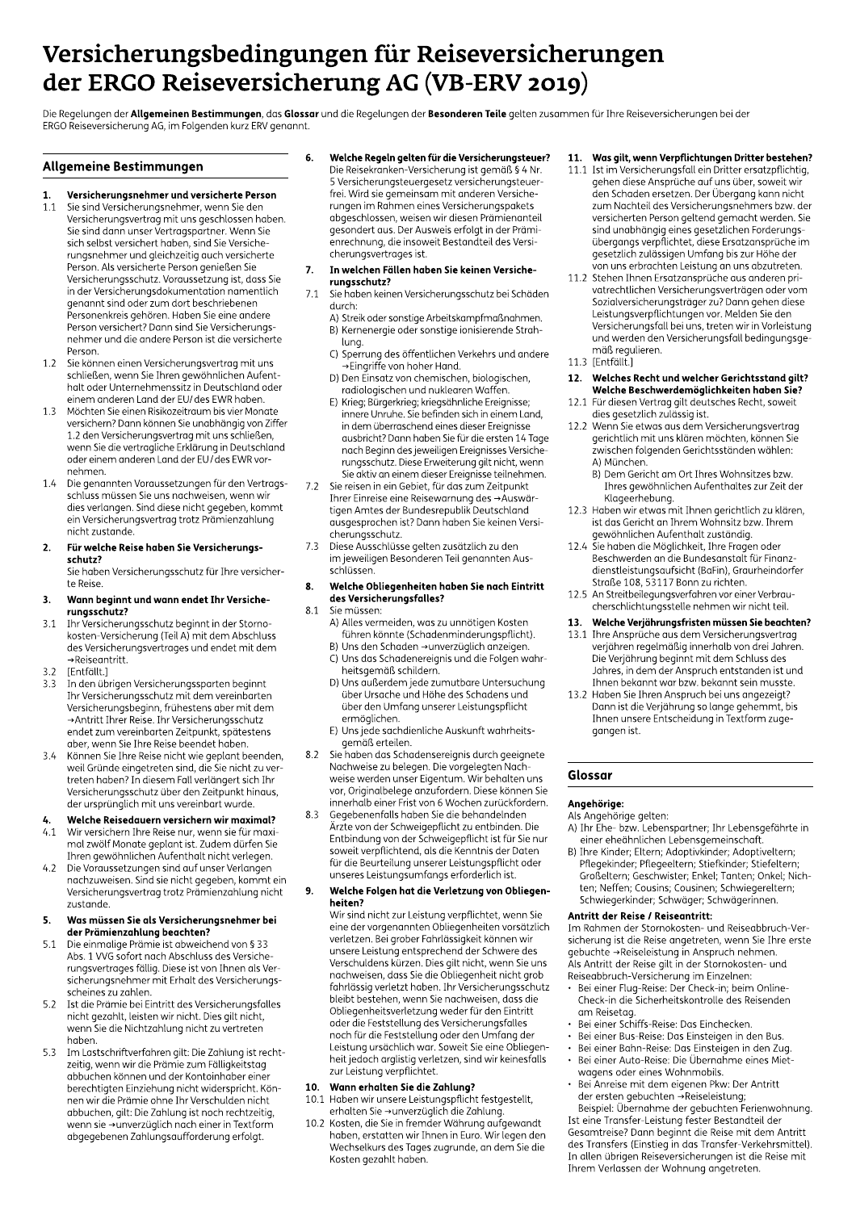# Versicherungsbedingungen für Reiseversicherungen der ERGO Reiseversicherung AG (VB-ERV 2019)

Die Regelungen der **Allgemeinen Bestimmungen**, das **Glossar** und die Regelungen der **Besonderen Teile** gelten zusammen für Ihre Reiseversicherungen bei der ERGO Reiseversicherung AG, im Folgenden kurz ERV genannt.

## Allgemeine Bestimmungen

### 1. Versicherungsnehmer und versicherte Person

1.1 Sie sind Versicherungsnehmer, wenn Sie den Versicherungsvertrag mit uns geschlossen haben. Sie sind dann unser Vertragspartner. Wenn Sie sich selbst versichert haben, sind Sie Versicherungsnehmer und gleichzeitig auch versicherte Person. Als versicherte Person genießen Sie Versicherungsschutz. Voraussetzung ist, dass Sie in der Versicherungsdokumentation namentlich genannt sind oder zum dort beschriebenen Personenkreis gehören. Haben Sie eine andere Person versichert? Dann sind Sie Versicherungsnehmer und die andere Person ist die versicherte Person.

1.2 Sie können einen Versicherungsvertrag mit uns schließen, wenn Sie Ihren gewöhnlichen Aufenthalt oder Unternehmenssitz in Deutschland oder einem anderen Land der EU/des EWR haben.

1.3 Möchten Sie einen Risikozeitraum bis vier Monate versichern? Dann können Sie unabhängig von Ziffer 1.2 den Versicherungsvertrag mit uns schließen, wenn Sie die vertragliche Erklärung in Deutschland oder einem anderen Land der EU/des EWR vornehmen.

1.4 Die genannten Voraussetzungen für den Vertragsschluss müssen Sie uns nachweisen, wenn wir dies verlangen. Sind diese nicht gegeben, kommt ein Versicherungsvertrag trotz Prämienzahlung nicht zustande.

### 2. Für welche Reise haben Sie Versicherungsschutz?

Sie haben Versicherungsschutz für Ihre versicherte Reise.

### 3. Wann beginnt und wann endet Ihr Versicherungsschutz?

3.1 Ihr Versicherungsschutz beginnt in der Stornokosten-Versicherung (Teil A) mit dem Abschluss des Versicherungsvertrages und endet mit dem →Reiseantritt.

3.2 [Entfällt.]

3.3 In den übrigen Versicherungssparten beginnt Ihr Versicherungsschutz mit dem vereinbarten Versicherungsbeginn, frühestens aber mit dem →Antritt Ihrer Reise. Ihr Versicherungsschutz endet zum vereinbarten Zeitpunkt, spätestens aber, wenn Sie Ihre Reise beendet haben.

3.4 Können Sie Ihre Reise nicht wie geplant beenden, weil Gründe eingetreten sind, die Sie nicht zu vertreten haben? In diesem Fall verlängert sich Ihr Versicherungsschutz über den Zeitpunkt hinaus, der ursprünglich mit uns vereinbart wurde.

### 4. Welche Reisedauern versichern wir maximal?

4.1 Wir versichern Ihre Reise nur, wenn sie für maximal zwölf Monate geplant ist. Zudem dürfen Sie Ihren gewöhnlichen Aufenthalt nicht verlegen.

4.2 Die Voraussetzungen sind auf unser Verlangen nachzuweisen. Sind sie nicht gegeben, kommt ein Versicherungsvertrag trotz Prämienzahlung nicht zustande.

### 5. Was müssen Sie als Versicherungsnehmer bei der Prämienzahlung beachten?

5.1 Die einmalige Prämie ist abweichend von § 33 Abs. 1 VVG sofort nach Abschluss des Versicherungsvertrages fällig. Dies ist von Ihnen als Versicherungsnehmer mit Erhalt des Versicherungsscheines zu zahlen.

5.2 Ist die Prämie bei Eintritt des Versicherungsfalles nicht gezahlt, leisten wir nicht. Dies gilt nicht, wenn Sie die Nichtzahlung nicht zu vertreten haben.

5.3 Im Lastschriftverfahren gilt: Die Zahlung ist rechtzeitig, wenn wir die Prämie zum Fälligkeitstag abbuchen können und der Kontoinhaber einer berechtigten Einziehung nicht widerspricht. Können wir die Prämie ohne Ihr Verschulden nicht abbuchen, gilt: Die Zahlung ist noch rechtzeitig, wenn sie →unverzüglich nach einer in Textform abgegebenen Zahlungsaufforderung erfolgt.

### 6. Welche Regeln gelten für die Versicherungsteuer?

Die Reisekranken-Versicherung ist gemäß § 4 Nr. 5 Versicherungsteuergesetz versicherungsteuerfrei. Wird sie gemeinsam mit anderen Versicherungen im Rahmen eines Versicherungspakets abgeschlossen, weisen wir diesen Prämienanteil gesondert aus. Der Ausweis erfolgt in der Prämienrechnung, die insoweit Bestandteil des Versicherungsvertrages ist.

### 7. In welchen Fällen haben Sie keinen Versicherungsschutz?

7.1 Sie haben keinen Versicherungsschutz bei Schäden durch:

A) Streik oder sonstige Arbeitskampfmaßnahmen.
B) Kernenergie oder sonstige ionisierende Strahlung.
C) Sperrung des öffentlichen Verkehrs und andere →Eingriffe von hoher Hand.
D) Den Einsatz von chemischen, biologischen, radiologischen und nuklearen Waffen.
E) Krieg; Bürgerkrieg; kriegsähnliche Ereignisse; innere Unruhe. Sie befinden sich in einem Land, in dem überraschend eines dieser Ereignisse ausbricht? Dann haben Sie für die ersten 14 Tage nach Beginn des jeweiligen Ereignisses Versicherungsschutz. Diese Erweiterung gilt nicht, wenn Sie aktiv an einem dieser Ereignisse teilnehmen.

7.2 Sie reisen in ein Gebiet, für das zum Zeitpunkt Ihrer Einreise eine Reisewarnung des →Auswärtigen Amtes der Bundesrepublik Deutschland ausgesprochen ist? Dann haben Sie keinen Versicherungsschutz.

7.3 Diese Ausschlüsse gelten zusätzlich zu den im jeweiligen Besonderen Teil genannten Ausschlüssen.

### 8. Welche Obliegenheiten haben Sie nach Eintritt des Versicherungsfalles?

8.1 Sie müssen:

A) Alles vermeiden, was zu unnötigen Kosten führen könnte (Schadenminderungspflicht).
B) Uns den Schaden →unverzüglich anzeigen.
C) Uns das Schadenereignis und die Folgen wahrheitsgemäß schildern.
D) Uns außerdem jede zumutbare Untersuchung über Ursache und Höhe des Schadens und über den Umfang unserer Leistungspflicht ermöglichen.
E) Uns jede sachdienliche Auskunft wahrheitsgemäß erteilen.

8.2 Sie haben das Schadensereignis durch geeignete Nachweise zu belegen. Die vorgelegten Nachweise werden unser Eigentum. Wir behalten uns vor, Originalbelege anzufordern. Diese können Sie innerhalb einer Frist von 6 Wochen zurückfordern.

8.3 Gegebenenfalls haben Sie die behandelnden Ärzte von der Schweigepflicht zu entbinden. Die Entbindung von der Schweigepflicht ist für Sie nur soweit verpflichtend, als die Kenntnis der Daten für die Beurteilung unserer Leistungspflicht oder unseres Leistungsumfangs erforderlich ist.

### 9. Welche Folgen hat die Verletzung von Obliegenheiten?

Wir sind nicht zur Leistung verpflichtet, wenn Sie eine der vorgenannten Obliegenheiten vorsätzlich verletzen. Bei grober Fahrlässigkeit können wir unsere Leistung entsprechend der Schwere des Verschuldens kürzen. Dies gilt nicht, wenn Sie uns nachweisen, dass Sie die Obliegenheit nicht grob fahrlässig verletzt haben. Ihr Versicherungsschutz bleibt bestehen, wenn Sie nachweisen, dass die Obliegenheitsverletzung weder für den Eintritt oder die Feststellung des Versicherungsfalles noch für die Feststellung oder den Umfang der Leistung ursächlich war. Soweit Sie eine Obliegenheit jedoch arglistig verletzen, sind wir keinesfalls zur Leistung verpflichtet.

### 10. Wann erhalten Sie die Zahlung?

10.1 Haben wir unsere Leistungspflicht festgestellt, erhalten Sie →unverzüglich die Zahlung.

10.2 Kosten, die Sie in fremder Währung aufgewandt haben, erstatten wir Ihnen in Euro. Wir legen den Wechselkurs des Tages zugrunde, an dem Sie die Kosten gezahlt haben.

### 11. Was gilt, wenn Verpflichtungen Dritter bestehen?

11.1 Ist im Versicherungsfall ein Dritter ersatzpflichtig, gehen diese Ansprüche auf uns über, soweit wir den Schaden ersetzen. Der Übergang kann nicht zum Nachteil des Versicherungsnehmers bzw. der versicherten Person geltend gemacht werden. Sie sind unabhängig eines gesetzlichen Forderungsübergangs verpflichtet, diese Ersatzansprüche im gesetzlich zulässigen Umfang bis zur Höhe der von uns erbrachten Leistung an uns abzutreten.

11.2 Stehen Ihnen Ersatzansprüche aus anderen privatrechtlichen Versicherungsverträgen oder vom Sozialversicherungsträger zu? Dann gehen diese Leistungsverpflichtungen vor. Melden Sie den Versicherungsfall bei uns, treten wir in Vorleistung und werden den Versicherungsfall bedingungsgemäß regulieren.

11.3 [Entfällt.]

### 12. Welches Recht und welcher Gerichtsstand gilt? Welche Beschwerdemöglichkeiten haben Sie?

12.1 Für diesen Vertrag gilt deutsches Recht, soweit dies gesetzlich zulässig ist.

12.2 Wenn Sie etwas aus dem Versicherungsvertrag gerichtlich mit uns klären möchten, können Sie zwischen folgenden Gerichtsständen wählen:

A) München.
B) Dem Gericht am Ort Ihres Wohnsitzes bzw. Ihres gewöhnlichen Aufenthaltes zur Zeit der Klageerhebung.

12.3 Haben wir etwas mit Ihnen gerichtlich zu klären, ist das Gericht an Ihrem Wohnsitz bzw. Ihrem gewöhnlichen Aufenthalt zuständig.

12.4 Sie haben die Möglichkeit, Ihre Fragen oder Beschwerden an die Bundesanstalt für Finanzdienstleistungsaufsicht (BaFin), Graurheindorfer Straße 108, 53117 Bonn zu richten.

12.5 An Streitbeilegungsverfahren vor einer Verbraucherschlichtungsstelle nehmen wir nicht teil.

### 13. Welche Verjährungsfristen müssen Sie beachten?

13.1 Ihre Ansprüche aus dem Versicherungsvertrag verjähren regelmäßig innerhalb von drei Jahren. Die Verjährung beginnt mit dem Schluss des Jahres, in dem der Anspruch entstanden ist und Ihnen bekannt war bzw. bekannt sein musste.

13.2 Haben Sie Ihren Anspruch bei uns angezeigt? Dann ist die Verjährung so lange gehemmt, bis Ihnen unsere Entscheidung in Textform zugegangen ist.

## Glossar

**Angehörige:**

Als Angehörige gelten:

A) Ihr Ehe- bzw. Lebenspartner; Ihr Lebensgefährte in einer eheähnlichen Lebensgemeinschaft.
B) Ihre Kinder; Eltern; Adoptivkinder; Adoptiveltern; Pflegekinder; Pflegeeltern; Stiefkinder; Stiefeltern; Großeltern; Geschwister; Enkel; Tanten; Onkel; Nichten; Neffen; Cousins; Cousinen; Schwiegereltern; Schwiegerkinder; Schwäger; Schwägerinnen.

**Antritt der Reise / Reiseantritt:**

Im Rahmen der Stornokosten- und Reiseabbruch-Versicherung ist die Reise angetreten, wenn Sie Ihre erste gebuchte →Reiseleistung in Anspruch nehmen.
Als Antritt der Reise gilt in der Stornokosten- und Reiseabbruch-Versicherung im Einzelnen:

- Bei einer Flug-Reise: Der Check-in; beim Online-Check-in die Sicherheitskontrolle des Reisenden am Reisetag.
- Bei einer Schiffs-Reise: Das Einchecken.
- Bei einer Bus-Reise: Das Einsteigen in den Bus.
- Bei einer Bahn-Reise: Das Einsteigen in den Zug.
- Bei einer Auto-Reise: Die Übernahme eines Mietwagens oder eines Wohnmobils.
- Bei Anreise mit dem eigenen Pkw: Der Antritt der ersten gebuchten →Reiseleistung;
  Beispiel: Übernahme der gebuchten Ferienwohnung.

Ist eine Transfer-Leistung fester Bestandteil der Gesamtreise? Dann beginnt die Reise mit dem Antritt des Transfers (Einstieg in das Transfer-Verkehrsmittel).
In allen übrigen Reiseversicherungen ist die Reise mit Ihrem Verlassen der Wohnung angetreten.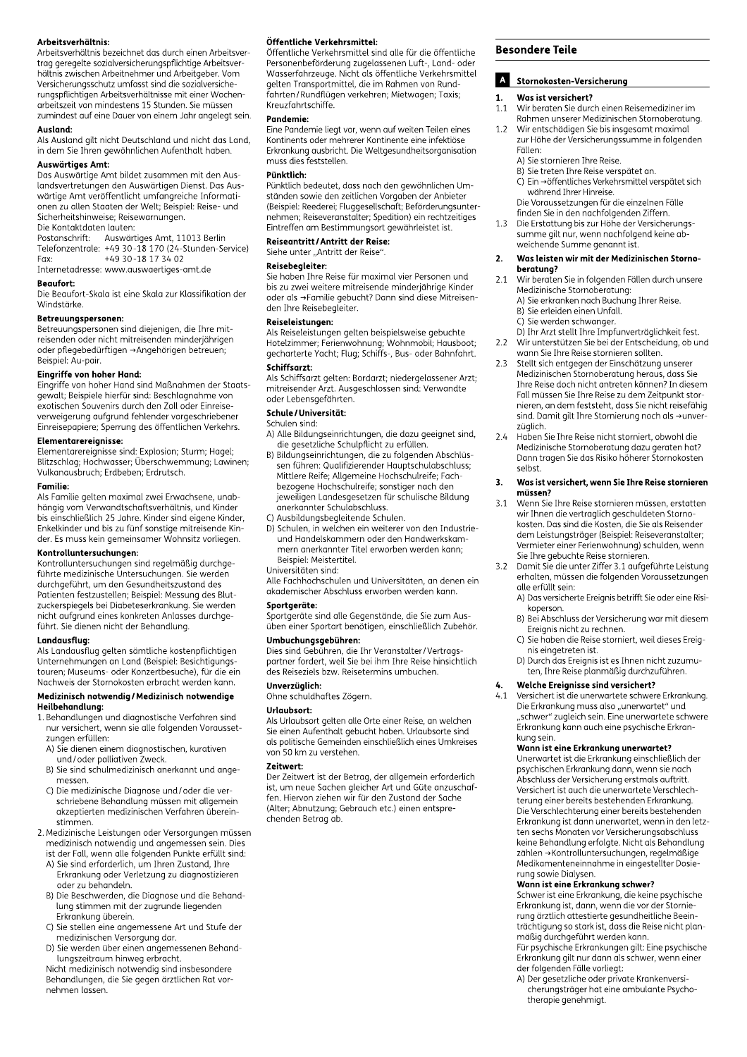**Arbeitsverhältnis:**
Arbeitsverhältnis bezeichnet das durch einen Arbeitsvertrag geregelte sozialversicherungspflichtige Arbeitsverhältnis zwischen Arbeitnehmer und Arbeitgeber. Vom Versicherungsschutz umfasst sind die sozialversicherungspflichtigen Arbeitsverhältnisse mit einer Wochenarbeitszeit von mindestens 15 Stunden. Sie müssen zumindest auf eine Dauer von einem Jahr angelegt sein.

**Ausland:**
Als Ausland gilt nicht Deutschland und nicht das Land, in dem Sie Ihren gewöhnlichen Aufenthalt haben.

**Auswärtiges Amt:**
Das Auswärtige Amt bildet zusammen mit den Auslandsvertretungen den Auswärtigen Dienst. Das Auswärtige Amt veröffentlicht umfangreiche Informationen zu allen Staaten der Welt; Beispiel: Reise- und Sicherheitshinweise; Reisewarnungen.
Die Kontaktdaten lauten:
Postanschrift: Auswärtiges Amt, 11013 Berlin
Telefonzentrale: +49 30-18 170 (24-Stunden-Service)
Fax: +49 30-18 17 34 02
Internetadresse: www.auswaertiges-amt.de

**Beaufort:**
Die Beaufort-Skala ist eine Skala zur Klassifikation der Windstärke.

**Betreuungspersonen:**
Betreuungspersonen sind diejenigen, die Ihre mitreisenden oder nicht mitreisenden minderjährigen oder pflegebedürftigen →Angehörigen betreuen; Beispiel: Au-pair.

**Eingriffe von hoher Hand:**
Eingriffe von hoher Hand sind Maßnahmen der Staatsgewalt; Beispiele hierfür sind: Beschlagnahme von exotischen Souvenirs durch den Zoll oder Einreiseverweigerung aufgrund fehlender vorgeschriebener Einreisepapiere; Sperrung des öffentlichen Verkehrs.

**Elementarereignisse:**
Elementarereignisse sind: Explosion; Sturm; Hagel; Blitzschlag; Hochwasser; Überschwemmung; Lawinen; Vulkanausbruch; Erdbeben; Erdrutsch.

**Familie:**
Als Familie gelten maximal zwei Erwachsene, unabhängig vom Verwandtschaftsverhältnis, und Kinder bis einschließlich 25 Jahre. Kinder sind eigene Kinder, Enkelkinder und bis zu fünf sonstige mitreisende Kinder. Es muss kein gemeinsamer Wohnsitz vorliegen.

**Kontrolluntersuchungen:**
Kontrolluntersuchungen sind regelmäßig durchgeführte medizinische Untersuchungen. Sie werden durchgeführt, um den Gesundheitszustand des Patienten festzustellen; Beispiel: Messung des Blutzuckerspiegels bei Diabeteserkrankung. Sie werden nicht aufgrund eines konkreten Anlasses durchgeführt. Sie dienen nicht der Behandlung.

**Landausflug:**
Als Landausflug gelten sämtliche kostenpflichtigen Unternehmungen an Land (Beispiel: Besichtigungstouren; Museums- oder Konzertbesuche), für die ein Nachweis der Stornokosten erbracht werden kann.

**Medizinisch notwendig / Medizinisch notwendige Heilbehandlung:**

1. Behandlungen und diagnostische Verfahren sind nur versichert, wenn sie alle folgenden Voraussetzungen erfüllen:
   A) Sie dienen einem diagnostischen, kurativen und/oder palliativen Zweck.
   B) Sie sind schulmedizinisch anerkannt und angemessen.
   C) Die medizinische Diagnose und/oder die verschriebene Behandlung müssen mit allgemein akzeptierten medizinischen Verfahren übereinstimmen.
2. Medizinische Leistungen oder Versorgungen müssen medizinisch notwendig und angemessen sein. Dies ist der Fall, wenn alle folgenden Punkte erfüllt sind:
   A) Sie sind erforderlich, um Ihren Zustand, Ihre Erkrankung oder Verletzung zu diagnostizieren oder zu behandeln.
   B) Die Beschwerden, die Diagnose und die Behandlung stimmen mit der zugrunde liegenden Erkrankung überein.
   C) Sie stellen eine angemessene Art und Stufe der medizinischen Versorgung dar.
   D) Sie werden über einen angemessenen Behandlungszeitraum hinweg erbracht.

   Nicht medizinisch notwendig sind insbesondere Behandlungen, die Sie gegen ärztlichen Rat vornehmen lassen.

**Öffentliche Verkehrsmittel:**
Öffentliche Verkehrsmittel sind alle für die öffentliche Personenbeförderung zugelassenen Luft-, Land- oder Wasserfahrzeuge. Nicht als öffentliche Verkehrsmittel gelten Transportmittel, die im Rahmen von Rundfahrten/Rundflügen verkehren; Mietwagen; Taxis; Kreuzfahrtschiffe.

**Pandemie:**
Eine Pandemie liegt vor, wenn auf weiten Teilen eines Kontinents oder mehrerer Kontinente eine infektiöse Erkrankung ausbricht. Die Weltgesundheitsorganisation muss dies feststellen.

**Pünktlich:**
Pünktlich bedeutet, dass nach den gewöhnlichen Umständen sowie den zeitlichen Vorgaben der Anbieter (Beispiel: Reederei; Fluggesellschaft; Beförderungsunternehmen; Reiseveranstalter; Spedition) ein rechtzeitiges Eintreffen am Bestimmungsort gewährleistet ist.

**Reiseantritt / Antritt der Reise:**
Siehe unter „Antritt der Reise".

**Reisebegleiter:**
Sie haben Ihre Reise für maximal vier Personen und bis zu zwei weitere mitreisende minderjährige Kinder oder als →Familie gebucht? Dann sind diese Mitreisenden Ihre Reisebegleiter.

**Reiseleistungen:**
Als Reiseleistungen gelten beispielsweise gebuchte Hotelzimmer; Ferienwohnung; Wohnmobil; Hausboot; gecharterte Yacht; Flug; Schiffs-, Bus- oder Bahnfahrt.

**Schiffsarzt:**
Als Schiffsarzt gelten: Bordarzt; niedergelassener Arzt; mitreisender Arzt. Ausgeschlossen sind: Verwandte oder Lebensgefährten.

**Schule / Universität:**
Schulen sind:
A) Alle Bildungseinrichtungen, die dazu geeignet sind, die gesetzliche Schulpflicht zu erfüllen.
B) Bildungseinrichtungen, die zu folgenden Abschlüssen führen: Qualifizierender Hauptschulabschluss; Mittlere Reife; Allgemeine Hochschulreife; Fachbezogene Hochschulreife; sonstiger nach den jeweiligen Landesgesetzen für schulische Bildung anerkannter Schulabschluss.
C) Ausbildungsbegleitende Schulen.
D) Schulen, in welchen ein weiterer von den Industrie- und Handelskammern oder den Handwerkskammern anerkannter Titel erworben werden kann; Beispiel: Meistertitel.

Universitäten sind:
Alle Fachhochschulen und Universitäten, an denen ein akademischer Abschluss erworben werden kann.

**Sportgeräte:**
Sportgeräte sind alle Gegenstände, die Sie zum Ausüben einer Sportart benötigen, einschließlich Zubehör.

**Umbuchungsgebühren:**
Dies sind Gebühren, die Ihr Veranstalter/Vertragspartner fordert, weil Sie bei ihm Ihre Reise hinsichtlich des Reiseziels bzw. Reisetermins umbuchen.

**Unverzüglich:**
Ohne schuldhaftes Zögern.

**Urlaubsort:**
Als Urlaubsort gelten alle Orte einer Reise, an welchen Sie einen Aufenthalt gebucht haben. Urlaubsorte sind als politische Gemeinden einschließlich eines Umkreises von 50 km zu verstehen.

**Zeitwert:**
Der Zeitwert ist der Betrag, der allgemein erforderlich ist, um neue Sachen gleicher Art und Güte anzuschaffen. Hiervon ziehen wir für den Zustand der Sache (Alter; Abnutzung; Gebrauch etc.) einen entsprechenden Betrag ab.

# Besondere Teile

## A Stornokosten-Versicherung

### 1. Was ist versichert?

1.1 Wir beraten Sie durch einen Reisemediziner im Rahmen unserer Medizinischen Stornoberatung.

1.2 Wir entschädigen Sie bis insgesamt maximal zur Höhe der Versicherungssumme in folgenden Fällen:
A) Sie stornieren Ihre Reise.
B) Sie treten Ihre Reise verspätet an.
C) Ein →öffentliches Verkehrsmittel verspätet sich während Ihrer Hinreise.
Die Voraussetzungen für die einzelnen Fälle finden Sie in den nachfolgenden Ziffern.

1.3 Die Erstattung bis zur Höhe der Versicherungssumme gilt nur, wenn nachfolgend keine abweichende Summe genannt ist.

### 2. Was leisten wir mit der Medizinischen Stornoberatung?

2.1 Wir beraten Sie in folgenden Fällen durch unsere Medizinische Stornoberatung:
A) Sie erkranken nach Buchung Ihrer Reise.
B) Sie erleiden einen Unfall.
C) Sie werden schwanger.
D) Ihr Arzt stellt Ihre Impfunverträglichkeit fest.

2.2 Wir unterstützen Sie bei der Entscheidung, ob und wann Sie Ihre Reise stornieren sollten.

2.3 Stellt sich entgegen der Einschätzung unserer Medizinischen Stornoberatung heraus, dass Sie Ihre Reise doch nicht antreten können? In diesem Fall müssen Sie Ihre Reise zu dem Zeitpunkt stornieren, an dem feststeht, dass Sie nicht reisefähig sind. Damit gilt Ihre Stornierung noch als →unverzüglich.

2.4 Haben Sie Ihre Reise nicht storniert, obwohl die Medizinische Stornoberatung dazu geraten hat? Dann tragen Sie das Risiko höherer Stornokosten selbst.

### 3. Was ist versichert, wenn Sie Ihre Reise stornieren müssen?

3.1 Wenn Sie Ihre Reise stornieren müssen, erstatten wir Ihnen die vertraglich geschuldeten Stornokosten. Das sind die Kosten, die Sie als Reisender dem Leistungsträger (Beispiel: Reiseveranstalter; Vermieter einer Ferienwohnung) schulden, wenn Sie Ihre gebuchte Reise stornieren.

3.2 Damit Sie die unter Ziffer 3.1 aufgeführte Leistung erhalten, müssen die folgenden Voraussetzungen alle erfüllt sein:
A) Das versicherte Ereignis betrifft Sie oder eine Risikoperson.
B) Bei Abschluss der Versicherung war mit diesem Ereignis nicht zu rechnen.
C) Sie haben die Reise storniert, weil dieses Ereignis eingetreten ist.
D) Durch das Ereignis ist es Ihnen nicht zuzumuten, Ihre Reise planmäßig durchzuführen.

### 4. Welche Ereignisse sind versichert?

4.1 Versichert ist die unerwartete schwere Erkrankung. Die Erkrankung muss also „unerwartet" und „schwer" zugleich sein. Eine unerwartete schwere Erkrankung kann auch eine psychische Erkrankung sein.

**Wann ist eine Erkrankung unerwartet?**
Unerwartet ist die Erkrankung einschließlich der psychischen Erkrankung dann, wenn sie nach Abschluss der Versicherung erstmals auftritt. Versichert ist auch die unerwartete Verschlechterung einer bereits bestehenden Erkrankung. Die Verschlechterung einer bereits bestehenden Erkrankung ist dann unerwartet, wenn in den letzten sechs Monaten vor Versicherungsabschluss keine Behandlung erfolgte. Nicht als Behandlung zählen →Kontrolluntersuchungen, regelmäßige Medikamenteneinnahme in eingestellter Dosierung sowie Dialysen.

**Wann ist eine Erkrankung schwer?**
Schwer ist eine Erkrankung, die keine psychische Erkrankung ist, dann, wenn die vor der Stornierung ärztlich attestierte gesundheitliche Beeinträchtigung so stark ist, dass die Reise nicht planmäßig durchgeführt werden kann.
Für psychische Erkrankungen gilt: Eine psychische Erkrankung gilt nur dann als schwer, wenn einer der folgenden Fälle vorliegt:
A) Der gesetzliche oder private Krankenversicherungsträger hat eine ambulante Psychotherapie genehmigt.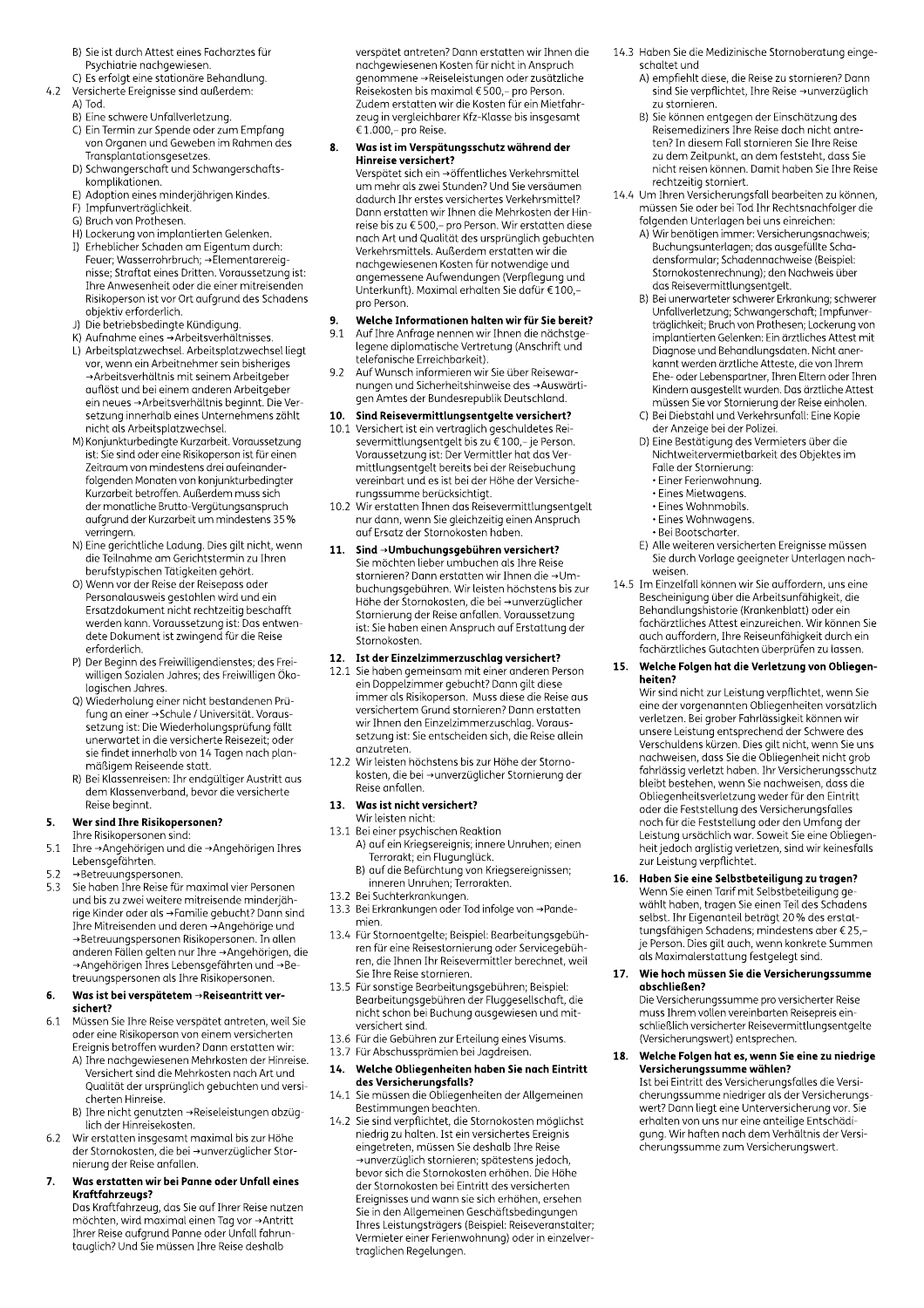B) Sie ist durch Attest eines Facharztes für Psychiatrie nachgewiesen.
C) Es erfolgt eine stationäre Behandlung.

4.2 Versicherte Ereignisse sind außerdem:
A) Tod.
B) Eine schwere Unfallverletzung.
C) Ein Termin zur Spende oder zum Empfang von Organen und Geweben im Rahmen des Transplantationsgesetzes.
D) Schwangerschaft und Schwangerschaftskomplikationen.
E) Adoption eines minderjährigen Kindes.
F) Impfunverträglichkeit.
G) Bruch von Prothesen.
H) Lockerung von implantierten Gelenken.
I) Erheblicher Schaden am Eigentum durch: Feuer; Wasserrohrbruch; →Elementarereignisse; Straftat eines Dritten. Voraussetzung ist: Ihre Anwesenheit oder die einer mitreisenden Risikoperson ist vor Ort aufgrund des Schadens objektiv erforderlich.
J) Die betriebsbedingte Kündigung.
K) Aufnahme eines →Arbeitsverhältnisses.
L) Arbeitsplatzwechsel. Arbeitsplatzwechsel liegt vor, wenn ein Arbeitnehmer sein bisheriges →Arbeitsverhältnis mit seinem Arbeitgeber auflöst und bei einem anderen Arbeitgeber ein neues →Arbeitsverhältnis beginnt. Die Versetzung innerhalb eines Unternehmens zählt nicht als Arbeitsplatzwechsel.
M) Konjunkturbedingte Kurzarbeit. Voraussetzung ist: Sie sind oder eine Risikoperson ist für einen Zeitraum von mindestens drei aufeinanderfolgenden Monaten von konjunkturbedingter Kurzarbeit betroffen. Außerdem muss sich der monatliche Brutto-Vergütungsanspruch aufgrund der Kurzarbeit um mindestens 35 % verringern.
N) Eine gerichtliche Ladung. Dies gilt nicht, wenn die Teilnahme am Gerichtstermin zu Ihren berufstypischen Tätigkeiten gehört.
O) Wenn vor der Reise der Reisepass oder Personalausweis gestohlen wird und ein Ersatzdokument nicht rechtzeitig beschafft werden kann. Voraussetzung ist: Das entwendete Dokument ist zwingend für die Reise erforderlich.
P) Der Beginn des Freiwilligendienstes; des Freiwilligen Sozialen Jahres; des Freiwilligen Ökologischen Jahres.
Q) Wiederholung einer nicht bestandenen Prüfung an einer →Schule / Universität. Voraussetzung ist: Die Wiederholungsprüfung fällt unerwartet in die versicherte Reisezeit; oder sie findet innerhalb von 14 Tagen nach planmäßigem Reiseende statt.
R) Bei Klassenreisen: Ihr endgültiger Austritt aus dem Klassenverband, bevor die versicherte Reise beginnt.

## 5. Wer sind Ihre Risikopersonen?

Ihre Risikopersonen sind:

5.1 Ihre →Angehörigen und die →Angehörigen Ihres Lebensgefährten.

5.2 →Betreuungspersonen.

5.3 Sie haben Ihre Reise für maximal vier Personen und bis zu zwei weitere mitreisende minderjährige Kinder oder als →Familie gebucht? Dann sind Ihre Mitreisenden und deren →Angehörige und →Betreuungspersonen Risikopersonen. In allen anderen Fällen gelten nur Ihre →Angehörigen, die →Angehörigen Ihres Lebensgefährten und →Betreuungspersonen als Ihre Risikopersonen.

## 6. Was ist bei verspätetem →Reiseantritt versichert?

6.1 Müssen Sie Ihre Reise verspätet antreten, weil Sie oder eine Risikoperson von einem versicherten Ereignis betroffen wurden? Dann erstatten wir:
A) Ihre nachgewiesenen Mehrkosten der Hinreise. Versichert sind die Mehrkosten nach Art und Qualität der ursprünglich gebuchten und versicherten Hinreise.
B) Ihre nicht genutzten →Reiseleistungen abzüglich der Hinreisekosten.

6.2 Wir erstatten insgesamt maximal bis zur Höhe der Stornokosten, die bei →unverzüglicher Stornierung der Reise anfallen.

## 7. Was erstatten wir bei Panne oder Unfall eines Kraftfahrzeugs?

Das Kraftfahrzeug, das Sie auf Ihrer Reise nutzen möchten, wird maximal einen Tag vor →Antritt Ihrer Reise aufgrund Panne oder Unfall fahruntauglich? Und Sie müssen Ihre Reise deshalb verspätet antreten? Dann erstatten wir Ihnen die nachgewiesenen Kosten für nicht in Anspruch genommene →Reiseleistungen oder zusätzliche Reisekosten bis maximal € 500,– pro Person. Zudem erstatten wir die Kosten für ein Mietfahrzeug in vergleichbarer Kfz-Klasse bis insgesamt € 1.000,– pro Reise.

## 8. Was ist im Verspätungsschutz während der Hinreise versichert?

Verspätet sich ein →öffentliches Verkehrsmittel um mehr als zwei Stunden? Und Sie versäumen dadurch Ihr erstes versichertes Verkehrsmittel? Dann erstatten wir Ihnen die Mehrkosten der Hinreise bis zu € 500,– pro Person. Wir erstatten diese nach Art und Qualität des ursprünglich gebuchten Verkehrsmittels. Außerdem erstatten wir die nachgewiesenen Kosten für notwendige und angemessene Aufwendungen (Verpflegung und Unterkunft). Maximal erhalten Sie dafür € 100,– pro Person.

## 9. Welche Informationen halten wir für Sie bereit?

9.1 Auf Ihre Anfrage nennen wir Ihnen die nächstgelegene diplomatische Vertretung (Anschrift und telefonische Erreichbarkeit).

9.2 Auf Wunsch informieren wir Sie über Reisewarnungen und Sicherheitshinweise des →Auswärtigen Amtes der Bundesrepublik Deutschland.

## 10. Sind Reisevermittlungsentgelte versichert?

10.1 Versichert ist ein vertraglich geschuldetes Reisevermittlungsentgelt bis zu € 100,– je Person. Voraussetzung ist: Der Vermittler hat das Vermittlungsentgelt bereits bei der Reisebuchung vereinbart und es ist bei der Höhe der Versicherungssumme berücksichtigt.

10.2 Wir erstatten Ihnen das Reisevermittlungsentgelt nur dann, wenn Sie gleichzeitig einen Anspruch auf Ersatz der Stornokosten haben.

## 11. Sind →Umbuchungsgebühren versichert?

Sie möchten lieber umbuchen als Ihre Reise stornieren? Dann erstatten wir Ihnen die →Umbuchungsgebühren. Wir leisten höchstens bis zur Höhe der Stornokosten, die bei →unverzüglicher Stornierung der Reise anfallen. Voraussetzung ist: Sie haben einen Anspruch auf Erstattung der Stornokosten.

## 12. Ist der Einzelzimmerzuschlag versichert?

12.1 Sie haben gemeinsam mit einer anderen Person ein Doppelzimmer gebucht? Dann gilt diese immer als Risikoperson. Muss diese die Reise aus versichertem Grund stornieren? Dann erstatten wir Ihnen den Einzelzimmerzuschlag. Voraussetzung ist: Sie entscheiden sich, die Reise allein anzutreten.

12.2 Wir leisten höchstens bis zur Höhe der Stornokosten, die bei →unverzüglicher Stornierung der Reise anfallen.

## 13. Was ist nicht versichert?

Wir leisten nicht:

13.1 Bei einer psychischen Reaktion
A) auf ein Kriegsereignis; innere Unruhen; einen Terrorakt; ein Flugunglück.
B) auf die Befürchtung von Kriegsereignissen; inneren Unruhen; Terrorakten.

13.2 Bei Suchterkrankungen.

13.3 Bei Erkrankungen oder Tod infolge von →Pandemien.

13.4 Für Stornoentgelte; Beispiel: Bearbeitungsgebühren für eine Reisestornierung oder Servicegebühren, die Ihnen Ihr Reisevermittler berechnet, weil Sie Ihre Reise stornieren.

13.5 Für sonstige Bearbeitungsgebühren; Beispiel: Bearbeitungsgebühren der Fluggesellschaft, die nicht schon bei Buchung ausgewiesen und mitversichert sind.

13.6 Für die Gebühren zur Erteilung eines Visums.

13.7 Für Abschussprämien bei Jagdreisen.

## 14. Welche Obliegenheiten haben Sie nach Eintritt des Versicherungsfalls?

14.1 Sie müssen die Obliegenheiten der Allgemeinen Bestimmungen beachten.

14.2 Sie sind verpflichtet, die Stornokosten möglichst niedrig zu halten. Ist ein versichertes Ereignis eingetreten, müssen Sie deshalb Ihre Reise →unverzüglich stornieren; spätestens jedoch, bevor sich die Stornokosten erhöhen. Die Höhe der Stornokosten bei Eintritt des versicherten Ereignisses und wann sie sich erhöhen, ersehen Sie in den Allgemeinen Geschäftsbedingungen Ihres Leistungsträgers (Beispiel: Reiseveranstalter; Vermieter einer Ferienwohnung) oder in einzelvertraglichen Regelungen.

14.3 Haben Sie die Medizinische Stornoberatung eingeschaltet und
A) empfiehlt diese, die Reise zu stornieren? Dann sind Sie verpflichtet, Ihre Reise →unverzüglich zu stornieren.
B) Sie können entgegen der Einschätzung des Reisemediziners Ihre Reise doch nicht antreten? In diesem Fall stornieren Sie Ihre Reise zu dem Zeitpunkt, an dem feststeht, dass Sie nicht reisen können. Damit haben Sie Ihre Reise rechtzeitig storniert.

14.4 Um Ihren Versicherungsfall bearbeiten zu können, müssen Sie oder bei Tod Ihr Rechtsnachfolger die folgenden Unterlagen bei uns einreichen:
A) Wir benötigen immer: Versicherungsnachweis; Buchungsunterlagen; das ausgefüllte Schadensformular; Schadennachweise (Beispiel: Stornokostenrechnung); den Nachweis über das Reisevermittlungsentgelt.
B) Bei unerwarteter schwerer Erkrankung; schwerer Unfallverletzung; Schwangerschaft; Impfunverträglichkeit; Bruch von Prothesen; Lockerung von implantierten Gelenken: Ein ärztliches Attest mit Diagnose und Behandlungsdaten. Nicht anerkannt werden ärztliche Atteste, die von Ihrem Ehe- oder Lebenspartner, Ihren Eltern oder Ihren Kindern ausgestellt wurden. Das ärztliche Attest müssen Sie vor Stornierung der Reise einholen.
C) Bei Diebstahl und Verkehrsunfall: Eine Kopie der Anzeige bei der Polizei.
D) Eine Bestätigung des Vermieters über die Nichtweitervermietbarkeit des Objektes im Falle der Stornierung:
- Einer Ferienwohnung.
- Eines Mietwagens.
- Eines Wohnmobils.
- Eines Wohnwagens.
- Bei Bootscharter.

E) Alle weiteren versicherten Ereignisse müssen Sie durch Vorlage geeigneter Unterlagen nachweisen.

14.5 Im Einzelfall können wir Sie auffordern, uns eine Bescheinigung über die Arbeitsunfähigkeit, die Behandlungshistorie (Krankenblatt) oder ein fachärztliches Attest einzureichen. Wir können Sie auch auffordern, Ihre Reiseunfähigkeit durch ein fachärztliches Gutachten überprüfen zu lassen.

## 15. Welche Folgen hat die Verletzung von Obliegenheiten?

Wir sind nicht zur Leistung verpflichtet, wenn Sie eine der vorgenannten Obliegenheiten vorsätzlich verletzen. Bei grober Fahrlässigkeit können wir unsere Leistung entsprechend der Schwere des Verschuldens kürzen. Dies gilt nicht, wenn Sie uns nachweisen, dass Sie die Obliegenheit nicht grob fahrlässig verletzt haben. Ihr Versicherungsschutz bleibt bestehen, wenn Sie nachweisen, dass die Obliegenheitsverletzung weder für den Eintritt oder die Feststellung des Versicherungsfalles noch für die Feststellung oder den Umfang der Leistung ursächlich war. Soweit Sie eine Obliegenheit jedoch arglistig verletzen, sind wir keinesfalls zur Leistung verpflichtet.

## 16. Haben Sie eine Selbstbeteiligung zu tragen?

Wenn Sie einen Tarif mit Selbstbeteiligung gewählt haben, tragen Sie einen Teil des Schadens selbst. Ihr Eigenanteil beträgt 20 % des erstattungsfähigen Schadens; mindestens aber € 25,– je Person. Dies gilt auch, wenn konkrete Summen als Maximalerstattung festgelegt sind.

## 17. Wie hoch müssen Sie die Versicherungssumme abschließen?

Die Versicherungssumme pro versicherter Reise muss Ihrem vollen vereinbarten Reisepreis einschließlich versicherter Reisevermittlungsentgelte (Versicherungswert) entsprechen.

## 18. Welche Folgen hat es, wenn Sie eine zu niedrige Versicherungssumme wählen?

Ist bei Eintritt des Versicherungsfalles die Versicherungssumme niedriger als der Versicherungswert? Dann liegt eine Unterversicherung vor. Sie erhalten von uns nur eine anteilige Entschädigung. Wir haften nach dem Verhältnis der Versicherungssumme zum Versicherungswert.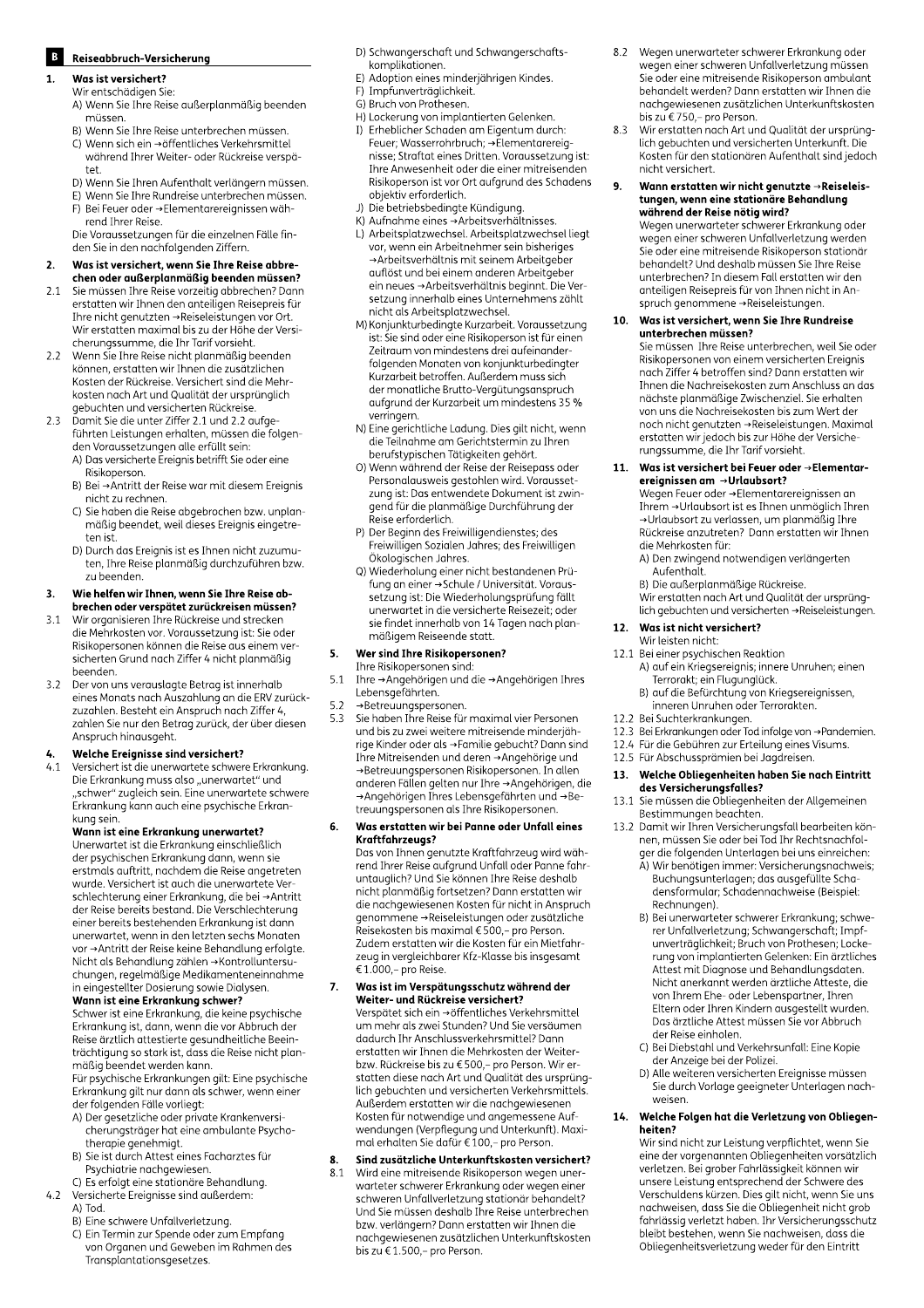## B Reiseabbruch-Versicherung

### 1. Was ist versichert?

Wir entschädigen Sie:

A) Wenn Sie Ihre Reise außerplanmäßig beenden müssen.
B) Wenn Sie Ihre Reise unterbrechen müssen.
C) Wenn sich ein →öffentliches Verkehrsmittel während Ihrer Weiter- oder Rückreise verspätet.
D) Wenn Sie Ihren Aufenthalt verlängern müssen.
E) Wenn Sie Ihre Rundreise unterbrechen müssen.
F) Bei Feuer oder →Elementarereignissen während Ihrer Reise.

Die Voraussetzungen für die einzelnen Fälle finden Sie in den nachfolgenden Ziffern.

### 2. Was ist versichert, wenn Sie Ihre Reise abbrechen oder außerplanmäßig beenden müssen?

2.1 Sie müssen Ihre Reise vorzeitig abbrechen? Dann erstatten wir Ihnen den anteiligen Reisepreis für Ihre nicht genutzten →Reiseleistungen vor Ort. Wir erstatten maximal bis zu der Höhe der Versicherungssumme, die Ihr Tarif vorsieht.

2.2 Wenn Sie Ihre Reise nicht planmäßig beenden können, erstatten wir Ihnen die zusätzlichen Kosten der Rückreise. Versichert sind die Mehrkosten nach Art und Qualität der ursprünglich gebuchten und versicherten Rückreise.

2.3 Damit Sie die unter Ziffer 2.1 und 2.2 aufgeführten Leistungen erhalten, müssen die folgenden Voraussetzungen alle erfüllt sein:

A) Das versicherte Ereignis betrifft Sie oder eine Risikoperson.
B) Bei →Antritt der Reise war mit diesem Ereignis nicht zu rechnen.
C) Sie haben die Reise abgebrochen bzw. unplanmäßig beendet, weil dieses Ereignis eingetreten ist.
D) Durch das Ereignis ist es Ihnen nicht zuzumuten, Ihre Reise planmäßig durchzuführen bzw. zu beenden.

### 3. Wie helfen wir Ihnen, wenn Sie Ihre Reise abbrechen oder verspätet zurückreisen müssen?

3.1 Wir organisieren Ihre Rückreise und strecken die Mehrkosten vor. Voraussetzung ist: Sie oder Risikopersonen können die Reise aus einem versicherten Grund nach Ziffer 4 nicht planmäßig beenden.

3.2 Der von uns verauslagte Betrag ist innerhalb eines Monats nach Auszahlung an die ERV zurückzuzahlen. Besteht ein Anspruch nach Ziffer 4, zahlen Sie nur den Betrag zurück, der über diesen Anspruch hinausgeht.

### 4. Welche Ereignisse sind versichert?

4.1 Versichert ist die unerwartete schwere Erkrankung. Die Erkrankung muss also „unerwartet" und „schwer" zugleich sein. Eine unerwartete schwere Erkrankung kann auch eine psychische Erkrankung sein.

**Wann ist eine Erkrankung unerwartet?**
Unerwartet ist die Erkrankung einschließlich der psychischen Erkrankung dann, wenn sie erstmals auftritt, nachdem die Reise angetreten wurde. Versichert ist auch die unerwartete Verschlechterung einer Erkrankung, die bei →Antritt der Reise bereits bestand. Die Verschlechterung einer bereits bestehenden Erkrankung ist dann unerwartet, wenn in den letzten sechs Monaten vor →Antritt der Reise keine Behandlung erfolgte. Nicht als Behandlung zählen →Kontrolluntersuchungen, regelmäßige Medikamenteneinnahme in eingestellter Dosierung sowie Dialysen.

**Wann ist eine Erkrankung schwer?**
Schwer ist eine Erkrankung, die keine psychische Erkrankung ist, dann, wenn die vor Abbruch der Reise ärztlich attestierte gesundheitliche Beeinträchtigung so stark ist, dass die Reise nicht planmäßig beendet werden kann.
Für psychische Erkrankungen gilt: Eine psychische Erkrankung gilt nur dann als schwer, wenn einer der folgenden Fälle vorliegt:

A) Der gesetzliche oder private Krankenversicherungsträger hat eine ambulante Psychotherapie genehmigt.
B) Sie ist durch Attest eines Facharztes für Psychiatrie nachgewiesen.
C) Es erfolgt eine stationäre Behandlung.

4.2 Versicherte Ereignisse sind außerdem:

A) Tod.
B) Eine schwere Unfallverletzung.
C) Ein Termin zur Spende oder zum Empfang von Organen und Geweben im Rahmen des Transplantationsgesetzes.
D) Schwangerschaft und Schwangerschaftskomplikationen.
E) Adoption eines minderjährigen Kindes.
F) Impfunverträglichkeit.
G) Bruch von Prothesen.
H) Lockerung von implantierten Gelenken.
I) Erheblicher Schaden am Eigentum durch: Feuer; Wasserrohrbruch; →Elementarereignisse; Straftat eines Dritten. Voraussetzung ist: Ihre Anwesenheit oder die einer mitreisenden Risikoperson ist vor Ort aufgrund des Schadens objektiv erforderlich.
J) Die betriebsbedingte Kündigung.
K) Aufnahme eines →Arbeitsverhältnisses.
L) Arbeitsplatzwechsel. Arbeitsplatzwechsel liegt vor, wenn ein Arbeitnehmer sein bisheriges →Arbeitsverhältnis mit seinem Arbeitgeber auflöst und bei einem anderen Arbeitgeber ein neues →Arbeitsverhältnis beginnt. Die Versetzung innerhalb eines Unternehmens zählt nicht als Arbeitsplatzwechsel.
M) Konjunkturbedingte Kurzarbeit. Voraussetzung ist: Sie sind oder eine Risikoperson ist für einen Zeitraum von mindestens drei aufeinanderfolgenden Monaten von konjunkturbedingter Kurzarbeit betroffen. Außerdem muss sich der monatliche Brutto-Vergütungsanspruch aufgrund der Kurzarbeit um mindestens 35 % verringern.
N) Eine gerichtliche Ladung. Dies gilt nicht, wenn die Teilnahme am Gerichtstermin zu Ihren berufstypischen Tätigkeiten gehört.
O) Wenn während der Reise der Reisepass oder Personalausweis gestohlen wird. Voraussetzung ist: Das entwendete Dokument ist zwingend für die planmäßige Durchführung der Reise erforderlich.
P) Der Beginn des Freiwilligendienstes; des Freiwilligen Sozialen Jahres; des Freiwilligen Ökologischen Jahres.
Q) Wiederholung einer nicht bestandenen Prüfung an einer →Schule / Universität. Voraussetzung ist: Die Wiederholungsprüfung fällt unerwartet in die versicherte Reisezeit; oder sie findet innerhalb von 14 Tagen nach planmäßigem Reiseende statt.

### 5. Wer sind Ihre Risikopersonen?

Ihre Risikopersonen sind:

5.1 Ihre →Angehörigen und die →Angehörigen Ihres Lebensgefährten.

5.2 →Betreuungspersonen.

5.3 Sie haben Ihre Reise für maximal vier Personen und bis zu zwei weitere mitreisende minderjährige Kinder oder als →Familie gebucht? Dann sind Ihre Mitreisenden und deren →Angehörige und →Betreuungspersonen Risikopersonen. In allen anderen Fällen gelten nur Ihre →Angehörigen, die →Angehörigen Ihres Lebensgefährten und →Betreuungspersonen als Ihre Risikopersonen.

### 6. Was erstatten wir bei Panne oder Unfall eines Kraftfahrzeugs?

Das von Ihnen genutzte Kraftfahrzeug wird während Ihrer Reise aufgrund Unfall oder Panne fahruntauglich? Und Sie können Ihre Reise deshalb nicht planmäßig fortsetzen? Dann erstatten wir die nachgewiesenen Kosten für nicht in Anspruch genommene →Reiseleistungen oder zusätzliche Reisekosten bis maximal € 500,– pro Person. Zudem erstatten wir die Kosten für ein Mietfahrzeug in vergleichbarer Kfz-Klasse bis insgesamt € 1.000,– pro Reise.

### 7. Was ist im Verspätungsschutz während der Weiter- und Rückreise versichert?

Verspätet sich ein →öffentliches Verkehrsmittel um mehr als zwei Stunden? Und Sie versäumen dadurch Ihr Anschlussverkehrsmittel? Dann erstatten wir Ihnen die Mehrkosten der Weiter- bzw. Rückreise bis zu € 500,– pro Person. Wir erstatten diese nach Art und Qualität des ursprünglich gebuchten und versicherten Verkehrsmittels. Außerdem erstatten wir die nachgewiesenen Kosten für notwendige und angemessene Aufwendungen (Verpflegung und Unterkunft). Maximal erhalten Sie dafür € 100,– pro Person.

### 8. Sind zusätzliche Unterkunftskosten versichert?

8.1 Wird eine mitreisende Risikoperson wegen unerwarteter schwerer Erkrankung oder wegen einer schweren Unfallverletzung stationär behandelt? Und Sie müssen deshalb Ihre Reise unterbrechen bzw. verlängern? Dann erstatten wir Ihnen die nachgewiesenen zusätzlichen Unterkunftskosten bis zu € 1.500,– pro Person.

8.2 Wegen unerwarteter schwerer Erkrankung oder wegen einer schweren Unfallverletzung müssen Sie oder eine mitreisende Risikoperson ambulant behandelt werden? Dann erstatten wir Ihnen die nachgewiesenen zusätzlichen Unterkunftskosten bis zu € 750,– pro Person.

8.3 Wir erstatten nach Art und Qualität der ursprünglich gebuchten und versicherten Unterkunft. Die Kosten für den stationären Aufenthalt sind jedoch nicht versichert.

### 9. Wann erstatten wir nicht genutzte →Reiseleistungen, wenn eine stationäre Behandlung während der Reise nötig wird?

Wegen unerwarteter schwerer Erkrankung oder wegen einer schweren Unfallverletzung werden Sie oder eine mitreisende Risikoperson stationär behandelt? Und deshalb müssen Sie Ihre Reise unterbrechen? In diesem Fall erstatten wir den anteiligen Reisepreis für von Ihnen nicht in Anspruch genommene →Reiseleistungen.

### 10. Was ist versichert, wenn Sie Ihre Rundreise unterbrechen müssen?

Sie müssen Ihre Reise unterbrechen, weil Sie oder Risikopersonen von einem versicherten Ereignis nach Ziffer 4 betroffen sind? Dann erstatten wir Ihnen die Nachreisekosten zum Anschluss an das nächste planmäßige Zwischenziel. Sie erhalten von uns die Nachreisekosten bis zum Wert der noch nicht genutzten →Reiseleistungen. Maximal erstatten wir jedoch bis zur Höhe der Versicherungssumme, die Ihr Tarif vorsieht.

### 11. Was ist versichert bei Feuer oder →Elementarereignissen am →Urlaubsort?

Wegen Feuer oder →Elementarereignissen an Ihrem →Urlaubsort ist es Ihnen unmöglich Ihren →Urlaubsort zu verlassen, um planmäßig Ihre Rückreise anzutreten? Dann erstatten wir Ihnen die Mehrkosten für:

A) Den zwingend notwendigen verlängerten Aufenthalt.
B) Die außerplanmäßige Rückreise.

Wir erstatten nach Art und Qualität der ursprünglich gebuchten und versicherten →Reiseleistungen.

### 12. Was ist nicht versichert?

Wir leisten nicht:

12.1 Bei einer psychischen Reaktion

A) auf ein Kriegsereignis; innere Unruhen; einen Terrorakt; ein Flugunglück.
B) auf die Befürchtung von Kriegsereignissen, inneren Unruhen oder Terrorakten.

12.2 Bei Suchterkrankungen.

12.3 Bei Erkrankungen oder Tod infolge von →Pandemien.

12.4 Für die Gebühren zur Erteilung eines Visums.

12.5 Für Abschussprämien bei Jagdreisen.

### 13. Welche Obliegenheiten haben Sie nach Eintritt des Versicherungsfalles?

13.1 Sie müssen die Obliegenheiten der Allgemeinen Bestimmungen beachten.

13.2 Damit wir Ihren Versicherungsfall bearbeiten können, müssen Sie oder bei Tod Ihr Rechtsnachfolger die folgenden Unterlagen bei uns einreichen:

A) Wir benötigen immer: Versicherungsnachweis; Buchungsunterlagen; das ausgefüllte Schadensformular; Schadennachweise (Beispiel: Rechnungen).
B) Bei unerwarteter schwerer Erkrankung; schwerer Unfallverletzung; Schwangerschaft; Impfunverträglichkeit; Bruch von Prothesen; Lockerung von implantierten Gelenken: Ein ärztliches Attest mit Diagnose und Behandlungsdaten. Nicht anerkannt werden ärztliche Atteste, die von Ihrem Ehe- oder Lebenspartner, Ihren Eltern oder Ihren Kindern ausgestellt wurden. Das ärztliche Attest müssen Sie vor Abbruch der Reise einholen.
C) Bei Diebstahl und Verkehrsunfall: Eine Kopie der Anzeige bei der Polizei.
D) Alle weiteren versicherten Ereignisse müssen Sie durch Vorlage geeigneter Unterlagen nachweisen.

### 14. Welche Folgen hat die Verletzung von Obliegenheiten?

Wir sind nicht zur Leistung verpflichtet, wenn Sie eine der vorgenannten Obliegenheiten vorsätzlich verletzen. Bei grober Fahrlässigkeit können wir unsere Leistung entsprechend der Schwere des Verschuldens kürzen. Dies gilt nicht, wenn Sie uns nachweisen, dass Sie die Obliegenheit nicht grob fahrlässig verletzt haben. Ihr Versicherungsschutz bleibt bestehen, wenn Sie nachweisen, dass die Obliegenheitsverletzung weder für den Eintritt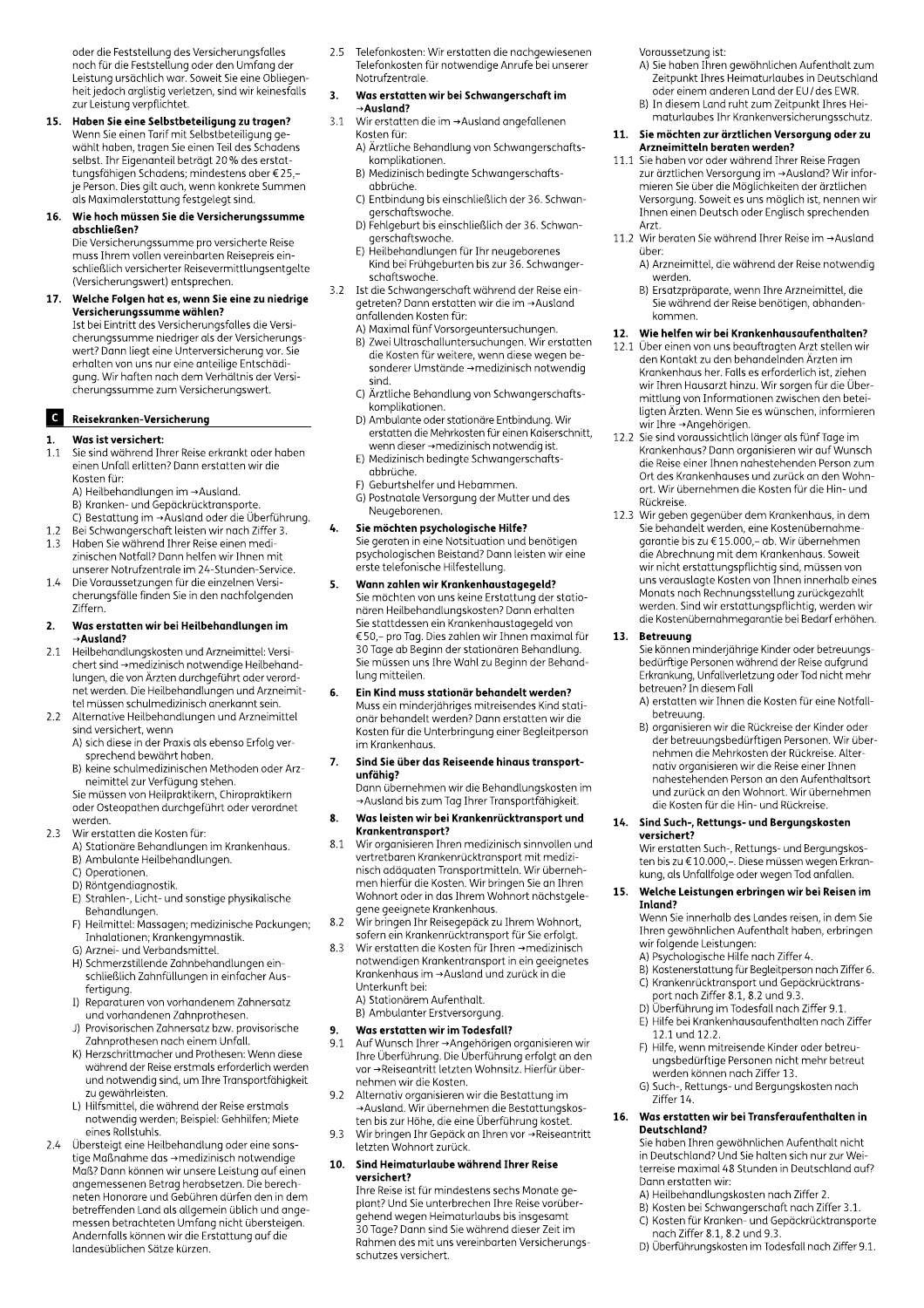oder die Feststellung des Versicherungsfalles noch für die Feststellung oder den Umfang der Leistung ursächlich war. Soweit Sie eine Obliegenheit jedoch arglistig verletzen, sind wir keinesfalls zur Leistung verpflichtet.

**15. Haben Sie eine Selbstbeteiligung zu tragen?**
Wenn Sie einen Tarif mit Selbstbeteiligung gewählt haben, tragen Sie einen Teil des Schadens selbst. Ihr Eigenanteil beträgt 20 % des erstattungsfähigen Schadens; mindestens aber € 25,– je Person. Dies gilt auch, wenn konkrete Summen als Maximalerstattung festgelegt sind.

**16. Wie hoch müssen Sie die Versicherungssumme abschließen?**
Die Versicherungssumme pro versicherte Reise muss Ihrem vollen vereinbarten Reisepreis einschließlich versicherter Reisevermittlungsentgelte (Versicherungswert) entsprechen.

**17. Welche Folgen hat es, wenn Sie eine zu niedrige Versicherungssumme wählen?**
Ist bei Eintritt des Versicherungsfalles die Versicherungssumme niedriger als der Versicherungswert? Dann liegt eine Unterversicherung vor. Sie erhalten von uns nur eine anteilige Entschädigung. Wir haften nach dem Verhältnis der Versicherungssumme zum Versicherungswert.

## C Reisekranken-Versicherung

**1. Was ist versichert:**

1.1 Sie sind während Ihrer Reise erkrankt oder haben einen Unfall erlitten? Dann erstatten wir die Kosten für:
A) Heilbehandlungen im →Ausland.
B) Kranken- und Gepäckrücktransporte.
C) Bestattung im →Ausland oder die Überführung.

1.2 Bei Schwangerschaft leisten wir nach Ziffer 3.

1.3 Haben Sie während Ihrer Reise einen medizinischen Notfall? Dann helfen wir Ihnen mit unserer Notrufzentrale im 24-Stunden-Service.

1.4 Die Voraussetzungen für die einzelnen Versicherungsfälle finden Sie in den nachfolgenden Ziffern.

**2. Was erstatten wir bei Heilbehandlungen im →Ausland?**

2.1 Heilbehandlungskosten und Arzneimittel: Versichert sind →medizinisch notwendige Heilbehandlungen, die von Ärzten durchgeführt oder verordnet werden. Die Heilbehandlungen und Arzneimittel müssen schulmedizinisch anerkannt sein.

2.2 Alternative Heilbehandlungen und Arzneimittel sind versichert, wenn
A) sich diese in der Praxis als ebenso Erfolg versprechend bewährt haben.
B) keine schulmedizinischen Methoden oder Arzneimittel zur Verfügung stehen.
Sie müssen von Heilpraktikern, Chiropraktikern oder Osteopathen durchgeführt oder verordnet werden.

2.3 Wir erstatten die Kosten für:
A) Stationäre Behandlungen im Krankenhaus.
B) Ambulante Heilbehandlungen.
C) Operationen.
D) Röntgendiagnostik.
E) Strahlen-, Licht- und sonstige physikalische Behandlungen.
F) Heilmittel: Massagen; medizinische Packungen; Inhalationen; Krankengymnastik.
G) Arznei- und Verbandsmittel.
H) Schmerzstillende Zahnbehandlungen einschließlich Zahnfüllungen in einfacher Ausfertigung.
I) Reparaturen von vorhandenem Zahnersatz und vorhandenen Zahnprothesen.
J) Provisorischer Zahnersatz bzw. provisorische Zahnprothesen nach einem Unfall.
K) Herzschrittmacher und Prothesen: Wenn diese während der Reise erstmals erforderlich werden und notwendig sind, um Ihre Transportfähigkeit zu gewährleisten.
L) Hilfsmittel, die während der Reise erstmals notwendig werden; Beispiel: Gehhilfen; Miete eines Rollstuhls.

2.4 Übersteigt eine Heilbehandlung oder eine sonstige Maßnahme das →medizinisch notwendige Maß? Dann können wir unsere Leistung auf einen angemessenen Betrag herabsetzen. Die berechneten Honorare und Gebühren dürfen den in dem betreffenden Land als allgemein üblich und angemessen betrachteten Umfang nicht übersteigen. Andernfalls können wir die Erstattung auf die landesüblichen Sätze kürzen.

2.5 Telefonkosten: Wir erstatten die nachgewiesenen Telefonkosten für notwendige Anrufe bei unserer Notrufzentrale.

**3. Was erstatten wir bei Schwangerschaft im →Ausland?**

3.1 Wir erstatten die im →Ausland angefallenen Kosten für:
A) Ärztliche Behandlung von Schwangerschaftskomplikationen.
B) Medizinisch bedingte Schwangerschaftsabbrüche.
C) Entbindung bis einschließlich der 36. Schwangerschaftswoche.
D) Fehlgeburt bis einschließlich der 36. Schwangerschaftswoche.
E) Heilbehandlungen für Ihr neugeborenes Kind bei Frühgeburten bis zur 36. Schwangerschaftswoche.

3.2 Ist die Schwangerschaft während der Reise eingetreten? Dann erstatten wir die im →Ausland anfallenden Kosten für:
A) Maximal fünf Vorsorgeuntersuchungen.
B) Zwei Ultraschalluntersuchungen. Wir erstatten die Kosten für weitere, wenn diese wegen besonderer Umstände →medizinisch notwendig sind.
C) Ärztliche Behandlung von Schwangerschaftskomplikationen.
D) Ambulante oder stationäre Entbindung. Wir erstatten die Mehrkosten für einen Kaiserschnitt, wenn dieser →medizinisch notwendig ist.
E) Medizinisch bedingte Schwangerschaftsabbrüche.
F) Geburtshelfer und Hebammen.
G) Postnatale Versorgung der Mutter und des Neugeborenen.

**4. Sie möchten psychologische Hilfe?**
Sie geraten in eine Notsituation und benötigen psychologischen Beistand? Dann leisten wir eine erste telefonische Hilfestellung.

**5. Wann zahlen wir Krankenhaustagegeld?**
Sie möchten von uns keine Erstattung der stationären Heilbehandlungskosten? Dann erhalten Sie stattdessen ein Krankenhaustagegeld von € 50,– pro Tag. Dies zahlen wir Ihnen maximal für 30 Tage ab Beginn der stationären Behandlung. Sie müssen uns Ihre Wahl zu Beginn der Behandlung mitteilen.

**6. Ein Kind muss stationär behandelt werden?**
Muss ein minderjähriges mitreisendes Kind stationär behandelt werden? Dann erstatten wir die Kosten für die Unterbringung einer Begleitperson im Krankenhaus.

**7. Sind Sie über das Reiseende hinaus transportunfähig?**
Dann übernehmen wir die Behandlungskosten im →Ausland bis zum Tag Ihrer Transportfähigkeit.

**8. Was leisten wir bei Krankenrücktransport und Krankentransport?**

8.1 Wir organisieren Ihren medizinisch sinnvollen und vertretbaren Krankenrücktransport mit medizinisch adäquaten Transportmitteln. Wir übernehmen hierfür die Kosten. Wir bringen Sie an Ihren Wohnort oder in das Ihrem Wohnort nächstgelegene geeignete Krankenhaus.

8.2 Wir bringen Ihr Reisegepäck zu Ihrem Wohnort, sofern ein Krankenrücktransport für Sie erfolgt.

8.3 Wir erstatten die Kosten für Ihren →medizinisch notwendigen Krankentransport in ein geeignetes Krankenhaus im →Ausland und zurück in die Unterkunft bei:
A) Stationärem Aufenthalt.
B) Ambulanter Erstversorgung.

**9. Was erstatten wir im Todesfall?**

9.1 Auf Wunsch Ihrer →Angehörigen organisieren wir Ihre Überführung. Die Überführung erfolgt an den vor →Reiseantritt letzten Wohnsitz. Hierfür übernehmen wir die Kosten.

9.2 Alternativ organisieren wir die Bestattung im →Ausland. Wir übernehmen die Bestattungskosten bis zur Höhe, die eine Überführung kostet.

9.3 Wir bringen Ihr Gepäck an Ihren vor →Reiseantritt letzten Wohnort zurück.

**10. Sind Heimaturlaube während Ihrer Reise versichert?**
Ihre Reise ist für mindestens sechs Monate geplant? Und Sie unterbrechen Ihre Reise vorübergehend wegen Heimaturlaubs bis insgesamt 30 Tage? Dann sind Sie während dieser Zeit im Rahmen des mit uns vereinbarten Versicherungsschutzes versichert.
Voraussetzung ist:
A) Sie haben Ihren gewöhnlichen Aufenthalt zum Zeitpunkt Ihres Heimaturlaubes in Deutschland oder einem anderen Land der EU / des EWR.
B) In diesem Land ruht zum Zeitpunkt Ihres Heimaturlaubes Ihr Krankenversicherungsschutz.

**11. Sie möchten zur ärztlichen Versorgung oder zu Arzneimitteln beraten werden?**

11.1 Sie haben vor oder während Ihrer Reise Fragen zur ärztlichen Versorgung im →Ausland? Wir informieren Sie über die Möglichkeiten der ärztlichen Versorgung. Soweit es uns möglich ist, nennen wir Ihnen einen Deutsch oder Englisch sprechenden Arzt.

11.2 Wir beraten Sie während Ihrer Reise im →Ausland über:
A) Arzneimittel, die während der Reise notwendig werden.
B) Ersatzpräparate, wenn Ihre Arzneimittel, die Sie während der Reise benötigen, abhandenkommen.

**12. Wie helfen wir bei Krankenhausaufenthalten?**

12.1 Über einen von uns beauftragten Arzt stellen wir den Kontakt zu den behandelnden Ärzten im Krankenhaus her. Falls es erforderlich ist, ziehen wir Ihren Hausarzt hinzu. Wir sorgen für die Übermittlung von Informationen zwischen den beteiligten Ärzten. Wenn Sie es wünschen, informieren wir Ihre →Angehörigen.

12.2 Sie sind voraussichtlich länger als fünf Tage im Krankenhaus? Dann organisieren wir auf Wunsch die Reise einer Ihnen nahestehenden Person zum Ort des Krankenhauses und zurück an den Wohnort. Wir übernehmen die Kosten für die Hin- und Rückreise.

12.3 Wir geben gegenüber dem Krankenhaus, in dem Sie behandelt werden, eine Kostenübernahmegarantie bis zu € 15.000,– ab. Wir übernehmen die Abrechnung mit dem Krankenhaus. Soweit wir nicht erstattungspflichtig sind, müssen von uns verauslagte Kosten von Ihnen innerhalb eines Monats nach Rechnungsstellung zurückgezahlt werden. Sind wir erstattungspflichtig, werden wir die Kostenübernahmegarantie bei Bedarf erhöhen.

**13. Betreuung**
Sie können minderjährige Kinder oder betreuungsbedürftige Personen während der Reise aufgrund Erkrankung, Unfallverletzung oder Tod nicht mehr betreuen? In diesem Fall
A) erstatten wir Ihnen die Kosten für eine Notfallbetreuung.
B) organisieren wir die Rückreise der Kinder oder der betreuungsbedürftigen Personen. Wir übernehmen die Mehrkosten der Rückreise. Alternativ organisieren wir die Reise einer Ihnen nahestehenden Person an den Aufenthaltsort und zurück an den Wohnort. Wir übernehmen die Kosten für die Hin- und Rückreise.

**14. Sind Such-, Rettungs- und Bergungskosten versichert?**
Wir erstatten Such-, Rettungs- und Bergungskosten bis zu € 10.000,–. Diese müssen wegen Erkrankung, als Unfallfolge oder wegen Tod anfallen.

**15. Welche Leistungen erbringen wir bei Reisen im Inland?**
Wenn Sie innerhalb des Landes reisen, in dem Sie Ihren gewöhnlichen Aufenthalt haben, erbringen wir folgende Leistungen:
A) Psychologische Hilfe nach Ziffer 4.
B) Kostenerstattung für Begleitperson nach Ziffer 6.
C) Krankenrücktransport und Gepäckrücktransport nach Ziffer 8.1, 8.2 und 9.3.
D) Überführung im Todesfall nach Ziffer 9.1.
E) Hilfe bei Krankenhausaufenthalten nach Ziffer 12.1 und 12.2.
F) Hilfe, wenn mitreisende Kinder oder betreuungsbedürftige Personen nicht mehr betreut werden können nach Ziffer 13.
G) Such-, Rettungs- und Bergungskosten nach Ziffer 14.

**16. Was erstatten wir bei Transferaufenthalten in Deutschland?**
Sie haben Ihren gewöhnlichen Aufenthalt nicht in Deutschland? Und Sie halten sich nur zur Weiterreise maximal 48 Stunden in Deutschland auf? Dann erstatten wir:
A) Heilbehandlungskosten nach Ziffer 2.
B) Kosten bei Schwangerschaft nach Ziffer 3.1.
C) Kosten für Kranken- und Gepäckrücktransporte nach Ziffer 8.1, 8.2 und 9.3.
D) Überführungskosten im Todesfall nach Ziffer 9.1.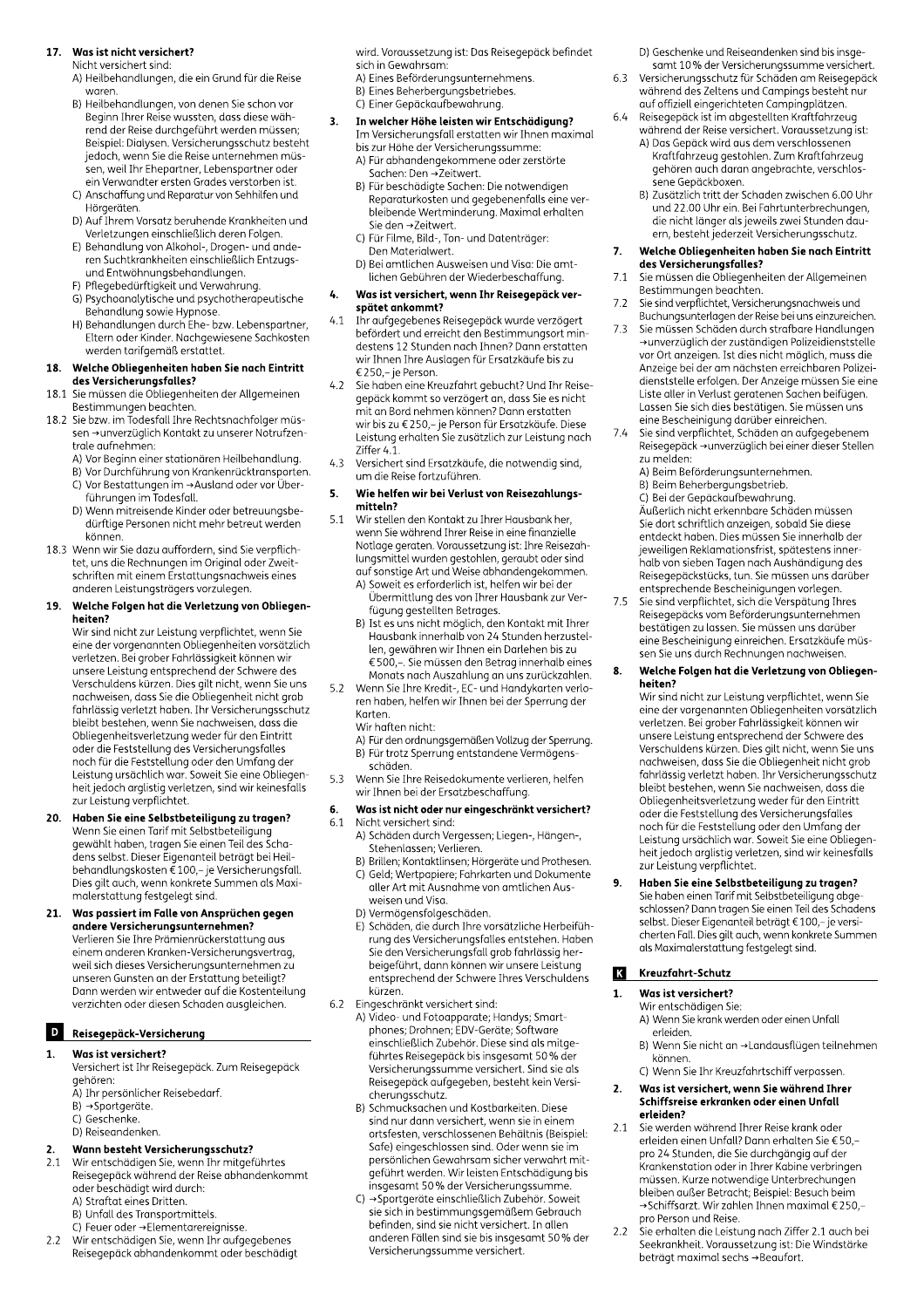**17. Was ist nicht versichert?**

Nicht versichert sind:

A) Heilbehandlungen, die ein Grund für die Reise waren.

B) Heilbehandlungen, von denen Sie schon vor Beginn Ihrer Reise wussten, dass diese während der Reise durchgeführt werden müssen; Beispiel: Dialysen. Versicherungsschutz besteht jedoch, wenn Sie die Reise unternehmen müssen, weil Ihr Ehepartner, Lebenspartner oder ein Verwandter ersten Grades verstorben ist.

C) Anschaffung und Reparatur von Sehhilfen und Hörgeräten.

D) Auf Ihrem Vorsatz beruhende Krankheiten und Verletzungen einschließlich deren Folgen.

E) Behandlung von Alkohol-, Drogen- und anderen Suchtkrankheiten einschließlich Entzugs- und Entwöhnungsbehandlungen.

F) Pflegebedürftigkeit und Verwahrung.

G) Psychoanalytische und psychotherapeutische Behandlung sowie Hypnose.

H) Behandlungen durch Ehe- bzw. Lebenspartner, Eltern oder Kinder. Nachgewiesene Sachkosten werden tarifgemäß erstattet.

**18. Welche Obliegenheiten haben Sie nach Eintritt des Versicherungsfalles?**

18.1 Sie müssen die Obliegenheiten der Allgemeinen Bestimmungen beachten.

18.2 Sie bzw. im Todesfall Ihre Rechtsnachfolger müssen →unverzüglich Kontakt zu unserer Notrufzentrale aufnehmen:

A) Vor Beginn einer stationären Heilbehandlung.

B) Vor Durchführung von Krankenrücktransporten.

C) Vor Bestattungen im →Ausland oder vor Überführungen im Todesfall.

D) Wenn mitreisende Kinder oder betreuungsbedürftige Personen nicht mehr betreut werden können.

18.3 Wenn wir Sie dazu auffordern, sind Sie verpflichtet, uns die Rechnungen im Original oder Zweitschriften mit einem Erstattungsnachweis eines anderen Leistungsträgers vorzulegen.

**19. Welche Folgen hat die Verletzung von Obliegenheiten?**

Wir sind nicht zur Leistung verpflichtet, wenn Sie eine der vorgenannten Obliegenheiten vorsätzlich verletzen. Bei grober Fahrlässigkeit können wir unsere Leistung entsprechend der Schwere des Verschuldens kürzen. Dies gilt nicht, wenn Sie uns nachweisen, dass Sie die Obliegenheit nicht grob fahrlässig verletzt haben. Ihr Versicherungsschutz bleibt bestehen, wenn Sie nachweisen, dass die Obliegenheitsverletzung weder für den Eintritt oder die Feststellung des Versicherungsfalles noch für die Feststellung oder den Umfang der Leistung ursächlich war. Soweit Sie eine Obliegenheit jedoch arglistig verletzen, sind wir keinesfalls zur Leistung verpflichtet.

**20. Haben Sie eine Selbstbeteiligung zu tragen?**

Wenn Sie einen Tarif mit Selbstbeteiligung gewählt haben, tragen Sie einen Teil des Schadens selbst. Dieser Eigenanteil beträgt bei Heilbehandlungskosten € 100,– je Versicherungsfall. Dies gilt auch, wenn konkrete Summen als Maximalerstattung festgelegt sind.

**21. Was passiert im Falle von Ansprüchen gegen andere Versicherungsunternehmen?**

Verlieren Sie Ihre Prämienrückerstattung aus einem anderen Kranken-Versicherungsvertrag, weil sich dieses Versicherungsunternehmen zu unseren Gunsten an der Erstattung beteiligt? Dann werden wir entweder auf die Kostenteilung verzichten oder diesen Schaden ausgleichen.

## D Reisegepäck-Versicherung

**1. Was ist versichert?**

Versichert ist Ihr Reisegepäck. Zum Reisegepäck gehören:

A) Ihr persönlicher Reisebedarf.

B) →Sportgeräte.

C) Geschenke.

D) Reiseandenken.

**2. Wann besteht Versicherungsschutz?**

2.1 Wir entschädigen Sie, wenn Ihr mitgeführtes Reisegepäck während der Reise abhandenkommt oder beschädigt wird durch:

A) Straftat eines Dritten.

B) Unfall des Transportmittels.

C) Feuer oder →Elementarereignisse.

2.2 Wir entschädigen Sie, wenn Ihr aufgegebenes Reisegepäck abhandenkommt oder beschädigt wird. Voraussetzung ist: Das Reisegepäck befindet sich in Gewahrsam:

A) Eines Beförderungsunternehmens.

B) Eines Beherbergungsbetriebes.

C) Einer Gepäckaufbewahrung.

**3. In welcher Höhe leisten wir Entschädigung?**

Im Versicherungsfall erstatten wir Ihnen maximal bis zur Höhe der Versicherungssumme:

A) Für abhandengekommene oder zerstörte Sachen: Den →Zeitwert.

B) Für beschädigte Sachen: Die notwendigen Reparaturkosten und gegebenenfalls eine verbleibende Wertminderung. Maximal erhalten Sie den →Zeitwert.

C) Für Filme, Bild-, Ton- und Datenträger: Den Materialwert.

D) Bei amtlichen Ausweisen und Visa: Die amtlichen Gebühren der Wiederbeschaffung.

**4. Was ist versichert, wenn Ihr Reisegepäck verspätet ankommt?**

4.1 Ihr aufgegebenes Reisegepäck wurde verzögert befördert und erreicht den Bestimmungsort mindestens 12 Stunden nach Ihnen? Dann erstatten wir Ihnen Ihre Auslagen für Ersatzkäufe bis zu € 250,– je Person.

4.2 Sie haben eine Kreuzfahrt gebucht? Und Ihr Reisegepäck kommt so verzögert an, dass Sie es nicht mit an Bord nehmen können? Dann erstatten wir bis zu € 250,– je Person für Ersatzkäufe. Diese Leistung erhalten Sie zusätzlich zur Leistung nach Ziffer 4.1.

4.3 Versichert sind Ersatzkäufe, die notwendig sind, um die Reise fortzuführen.

**5. Wie helfen wir bei Verlust von Reisezahlungsmitteln?**

5.1 Wir stellen den Kontakt zu Ihrer Hausbank her, wenn Sie während Ihrer Reise in eine finanzielle Notlage geraten. Voraussetzung ist: Ihre Reisezahlungsmittel wurden gestohlen, geraubt oder sind auf sonstige Art und Weise abhandengekommen.

A) Soweit es erforderlich ist, helfen wir bei der Übermittlung des von Ihrer Hausbank zur Verfügung gestellten Betrages.

B) Ist es uns nicht möglich, den Kontakt mit Ihrer Hausbank innerhalb von 24 Stunden herzustellen, gewähren wir Ihnen ein Darlehen bis zu € 500,–. Sie müssen den Betrag innerhalb eines Monats nach Auszahlung an uns zurückzahlen.

5.2 Wenn Sie Ihre Kredit-, EC- und Handykarten verloren haben, helfen wir Ihnen bei der Sperrung der Karten.

Wir haften nicht:

A) Für den ordnungsgemäßen Vollzug der Sperrung.

B) Für trotz Sperrung entstandene Vermögensschäden.

5.3 Wenn Sie Ihre Reisedokumente verlieren, helfen wir Ihnen bei der Ersatzbeschaffung.

**6. Was ist nicht oder nur eingeschränkt versichert?**

6.1 Nicht versichert sind:

A) Schäden durch Vergessen; Liegen-, Hängen-, Stehenlassen; Verlieren.

B) Brillen; Kontaktlinsen; Hörgeräte und Prothesen.

C) Geld; Wertpapiere; Fahrkarten und Dokumente aller Art mit Ausnahme von amtlichen Ausweisen und Visa.

D) Vermögensfolgeschäden.

E) Schäden, die durch Ihre vorsätzliche Herbeiführung des Versicherungsfalles entstehen. Haben Sie den Versicherungsfall grob fahrlässig herbeigeführt, dann können wir unsere Leistung entsprechend der Schwere Ihres Verschuldens kürzen.

6.2 Eingeschränkt versichert sind:

A) Video- und Fotoapparate; Handys; Smartphones; Drohnen; EDV-Geräte; Software einschließlich Zubehör. Diese sind als mitgeführtes Reisegepäck bis insgesamt 50 % der Versicherungssumme versichert. Sind sie als Reisegepäck aufgegeben, besteht kein Versicherungsschutz.

B) Schmucksachen und Kostbarkeiten. Diese sind nur dann versichert, wenn sie in einem ortsfesten, verschlossenen Behältnis (Beispiel: Safe) eingeschlossen sind. Oder wenn sie im persönlichen Gewahrsam sicher verwahrt mitgeführt werden. Wir leisten Entschädigung bis insgesamt 50 % der Versicherungssumme.

C) →Sportgeräte einschließlich Zubehör. Soweit sie sich in bestimmungsgemäßem Gebrauch befinden, sind sie nicht versichert. In allen anderen Fällen sind sie bis insgesamt 50 % der Versicherungssumme versichert.

D) Geschenke und Reiseandenken sind bis insgesamt 10 % der Versicherungssumme versichert.

6.3 Versicherungsschutz für Schäden am Reisegepäck während des Zeltens und Campings besteht nur auf offiziell eingerichteten Campingplätzen.

6.4 Reisegepäck ist im abgestellten Kraftfahrzeug während der Reise versichert. Voraussetzung ist:

A) Das Gepäck wird aus dem verschlossenen Kraftfahrzeug gestohlen. Zum Kraftfahrzeug gehören auch daran angebrachte, verschlossene Gepäckboxen.

B) Zusätzlich tritt der Schaden zwischen 6.00 Uhr und 22.00 Uhr ein. Bei Fahrtunterbrechungen, die nicht länger als jeweils zwei Stunden dauern, besteht jederzeit Versicherungsschutz.

**7. Welche Obliegenheiten haben Sie nach Eintritt des Versicherungsfalles?**

7.1 Sie müssen die Obliegenheiten der Allgemeinen Bestimmungen beachten.

7.2 Sie sind verpflichtet, Versicherungsnachweis und Buchungsunterlagen der Reise bei uns einzureichen.

7.3 Sie müssen Schäden durch strafbare Handlungen →unverzüglich der zuständigen Polizeidienststelle vor Ort anzeigen. Ist dies nicht möglich, muss die Anzeige bei der am nächsten erreichbaren Polizeidienststelle erfolgen. Der Anzeige müssen Sie eine Liste aller in Verlust geratenen Sachen beifügen. Lassen Sie sich dies bestätigen. Sie müssen uns eine Bescheinigung darüber einreichen.

7.4 Sie sind verpflichtet, Schäden an aufgegebenem Reisegepäck →unverzüglich bei einer dieser Stellen zu melden:

A) Beim Beförderungsunternehmen.

B) Beim Beherbergungsbetrieb.

C) Bei der Gepäckaufbewahrung.

Äußerlich nicht erkennbare Schäden müssen Sie dort schriftlich anzeigen, sobald Sie diese entdeckt haben. Dies müssen Sie innerhalb der jeweiligen Reklamationsfrist, spätestens innerhalb von sieben Tagen nach Aushändigung des Reisegepäckstücks, tun. Sie müssen uns darüber entsprechende Bescheinigungen vorlegen.

7.5 Sie sind verpflichtet, sich die Verspätung Ihres Reisegepäcks vom Beförderungsunternehmen bestätigen zu lassen. Sie müssen uns darüber eine Bescheinigung einreichen. Ersatzkäufe müssen Sie uns durch Rechnungen nachweisen.

**8. Welche Folgen hat die Verletzung von Obliegenheiten?**

Wir sind nicht zur Leistung verpflichtet, wenn Sie eine der vorgenannten Obliegenheiten vorsätzlich verletzen. Bei grober Fahrlässigkeit können wir unsere Leistung entsprechend der Schwere des Verschuldens kürzen. Dies gilt nicht, wenn Sie uns nachweisen, dass Sie die Obliegenheit nicht grob fahrlässig verletzt haben. Ihr Versicherungsschutz bleibt bestehen, wenn Sie nachweisen, dass die Obliegenheitsverletzung weder für den Eintritt oder die Feststellung des Versicherungsfalles noch für die Feststellung oder den Umfang der Leistung ursächlich war. Soweit Sie eine Obliegenheit jedoch arglistig verletzen, sind wir keinesfalls zur Leistung verpflichtet.

**9. Haben Sie eine Selbstbeteiligung zu tragen?**

Sie haben einen Tarif mit Selbstbeteiligung abgeschlossen? Dann tragen Sie einen Teil des Schadens selbst. Dieser Eigenanteil beträgt € 100,– je versicherten Fall. Dies gilt auch, wenn konkrete Summen als Maximalerstattung festgelegt sind.

## K Kreuzfahrt-Schutz

**1. Was ist versichert?**

Wir entschädigen Sie:

A) Wenn Sie krank werden oder einen Unfall erleiden.

B) Wenn Sie nicht an →Landausflügen teilnehmen können.

C) Wenn Sie Ihr Kreuzfahrtschiff verpassen.

**2. Was ist versichert, wenn Sie während Ihrer Schiffsreise erkranken oder einen Unfall erleiden?**

2.1 Sie werden während Ihrer Reise krank oder erleiden einen Unfall? Dann erhalten Sie € 50,– pro 24 Stunden, die Sie durchgängig auf der Krankenstation oder in Ihrer Kabine verbringen müssen. Kurze notwendige Unterbrechungen bleiben außer Betracht; Beispiel: Besuch beim →Schiffsarzt. Wir zahlen Ihnen maximal € 250,– pro Person und Reise.

2.2 Sie erhalten die Leistung nach Ziffer 2.1 auch bei Seekrankheit. Voraussetzung ist: Die Windstärke beträgt maximal sechs →Beaufort.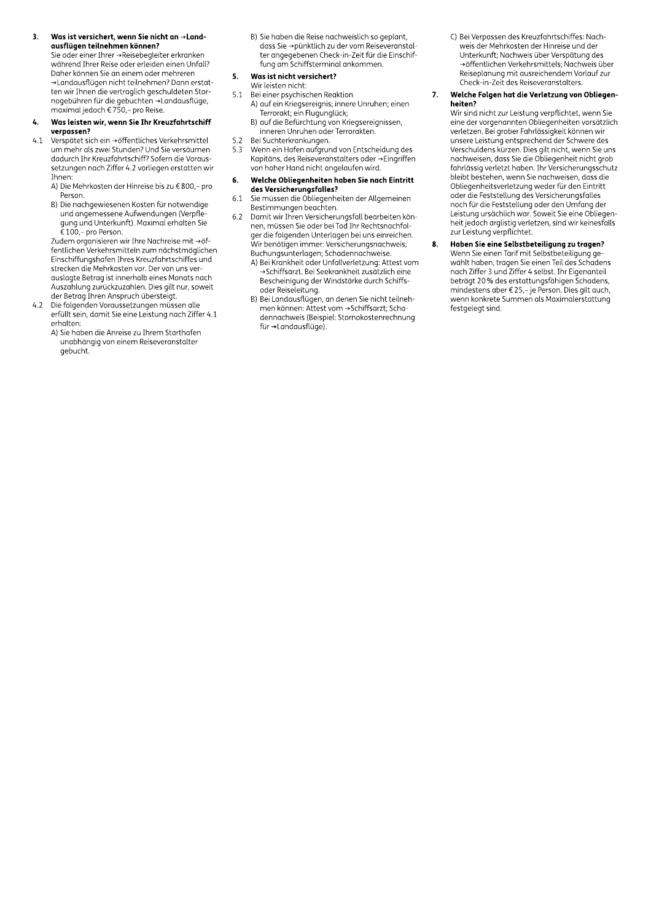**3. Was ist versichert, wenn Sie nicht an →Landausflügen teilnehmen können?**

Sie oder einer Ihrer →Reisebegleiter erkranken während Ihrer Reise oder erleiden einen Unfall? Daher können Sie an einem oder mehreren →Landausflügen nicht teilnehmen? Dann erstatten wir Ihnen die vertraglich geschuldeten Stornogebühren für die gebuchten →Landausflüge, maximal jedoch € 750,– pro Reise.

**4. Was leisten wir, wenn Sie Ihr Kreuzfahrtschiff verpassen?**

4.1 Verspätet sich ein →öffentliches Verkehrsmittel um mehr als zwei Stunden? Und Sie versäumen dadurch Ihr Kreuzfahrtschiff? Sofern die Voraussetzungen nach Ziffer 4.2 vorliegen erstatten wir Ihnen:

A) Die Mehrkosten der Hinreise bis zu € 800,– pro Person.

B) Die nachgewiesenen Kosten für notwendige und angemessene Aufwendungen (Verpflegung und Unterkunft). Maximal erhalten Sie € 100,– pro Person.

Zudem organisieren wir Ihre Nachreise mit →öffentlichen Verkehrsmitteln zum nächstmöglichen Einschiffungshafen Ihres Kreuzfahrtschiffes und strecken die Mehrkosten vor. Der von uns verauslagte Betrag ist innerhalb eines Monats nach Auszahlung zurückzuzahlen. Dies gilt nur, soweit der Betrag Ihren Anspruch übersteigt.

4.2 Die folgenden Voraussetzungen müssen alle erfüllt sein, damit Sie eine Leistung nach Ziffer 4.1 erhalten:

A) Sie haben die Anreise zu Ihrem Starthafen unabhängig von einem Reiseveranstalter gebucht.

B) Sie haben die Reise nachweislich so geplant, dass Sie →pünktlich zu der vom Reiseveranstalter angegebenen Check-in-Zeit für die Einschiffung am Schiffsterminal ankommen.

**5. Was ist nicht versichert?**

Wir leisten nicht:

5.1 Bei einer psychischen Reaktion

A) auf ein Kriegsereignis; innere Unruhen; einen Terrorakt; ein Flugunglück;

B) auf die Befürchtung von Kriegsereignissen, inneren Unruhen oder Terrorakten.

5.2 Bei Suchterkrankungen.

5.3 Wenn ein Hafen aufgrund von Entscheidung des Kapitäns, des Reiseveranstalters oder →Eingriffen von hoher Hand nicht angelaufen wird.

**6. Welche Obliegenheiten haben Sie nach Eintritt des Versicherungsfalles?**

6.1 Sie müssen die Obliegenheiten der Allgemeinen Bestimmungen beachten.

6.2 Damit wir Ihren Versicherungsfall bearbeiten können, müssen Sie oder bei Tod Ihr Rechtsnachfolger die folgenden Unterlagen bei uns einreichen. Wir benötigen immer: Versicherungsnachweis; Buchungsunterlagen; Schadennachweise.

A) Bei Krankheit oder Unfallverletzung: Attest vom →Schiffsarzt. Bei Seekrankheit zusätzlich eine Bescheinigung der Windstärke durch Schiffs- oder Reiseleitung.

B) Bei Landausflügen, an denen Sie nicht teilnehmen können: Attest vom →Schiffsarzt; Schadennachweis (Beispiel: Stornokostenrechnung für →Landausflüge).

C) Bei Verpassen des Kreuzfahrtschiffes: Nachweis der Mehrkosten der Hinreise und der Unterkunft; Nachweis über Verspätung des →öffentlichen Verkehrsmittels; Nachweis über Reiseplanung mit ausreichendem Vorlauf zur Check-in-Zeit des Reiseveranstalters.

**7. Welche Folgen hat die Verletzung von Obliegenheiten?**

Wir sind nicht zur Leistung verpflichtet, wenn Sie eine der vorgenannten Obliegenheiten vorsätzlich verletzen. Bei grober Fahrlässigkeit können wir unsere Leistung entsprechend der Schwere des Verschuldens kürzen. Dies gilt nicht, wenn Sie uns nachweisen, dass Sie die Obliegenheit nicht grob fahrlässig verletzt haben. Ihr Versicherungsschutz bleibt bestehen, wenn Sie nachweisen, dass die Obliegenheitsverletzung weder für den Eintritt oder die Feststellung des Versicherungsfalles noch für die Feststellung oder den Umfang der Leistung ursächlich war. Soweit Sie eine Obliegenheit jedoch arglistig verletzen, sind wir keinesfalls zur Leistung verpflichtet.

**8. Haben Sie eine Selbstbeteiligung zu tragen?**

Wenn Sie einen Tarif mit Selbstbeteiligung gewählt haben, tragen Sie einen Teil des Schadens nach Ziffer 3 und Ziffer 4 selbst. Ihr Eigenanteil beträgt 20 % des erstattungsfähigen Schadens, mindestens aber € 25,– je Person. Dies gilt auch, wenn konkrete Summen als Maximalerstattung festgelegt sind.